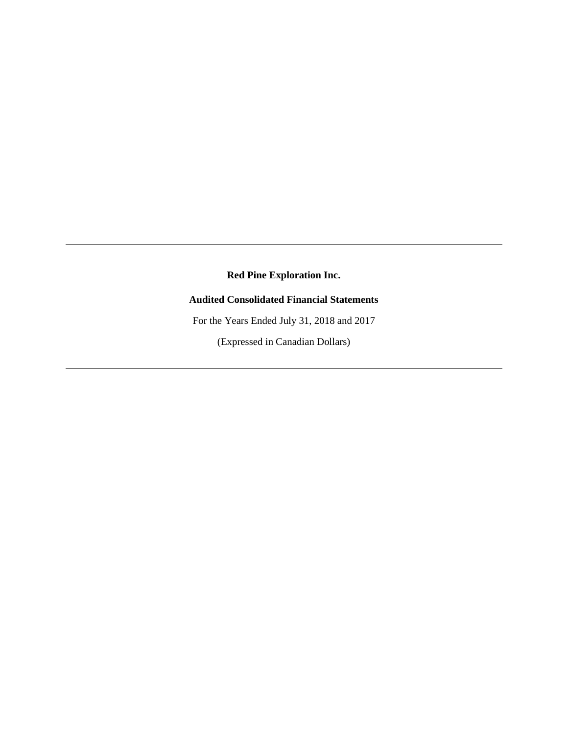---

**Red Pine Exploration Inc.**

**Audited Consolidated Financial Statements**

For the Years Ended July 31, 2018 and 2017

(Expressed in Canadian Dollars)

---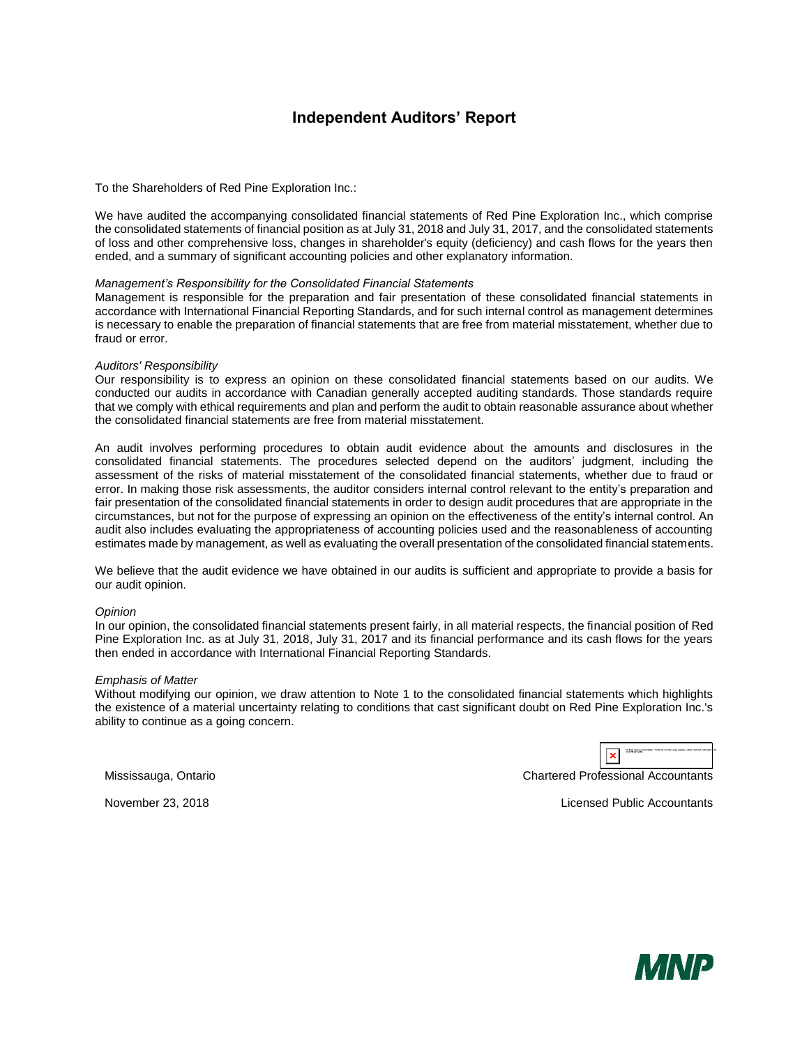# Independent Auditors' Report

To the Shareholders of Red Pine Exploration Inc.:

We have audited the accompanying consolidated financial statements of Red Pine Exploration Inc., which comprise the consolidated statements of financial position as at July 31, 2018 and July 31, 2017, and the consolidated statements of loss and other comprehensive loss, changes in shareholder's equity (deficiency) and cash flows for the years then ended, and a summary of significant accounting policies and other explanatory information.

*Management's Responsibility for the Consolidated Financial Statements*

Management is responsible for the preparation and fair presentation of these consolidated financial statements in accordance with International Financial Reporting Standards, and for such internal control as management determines is necessary to enable the preparation of financial statements that are free from material misstatement, whether due to fraud or error.

*Auditors' Responsibility*

Our responsibility is to express an opinion on these consolidated financial statements based on our audits. We conducted our audits in accordance with Canadian generally accepted auditing standards. Those standards require that we comply with ethical requirements and plan and perform the audit to obtain reasonable assurance about whether the consolidated financial statements are free from material misstatement.

An audit involves performing procedures to obtain audit evidence about the amounts and disclosures in the consolidated financial statements. The procedures selected depend on the auditors' judgment, including the assessment of the risks of material misstatement of the consolidated financial statements, whether due to fraud or error. In making those risk assessments, the auditor considers internal control relevant to the entity's preparation and fair presentation of the consolidated financial statements in order to design audit procedures that are appropriate in the circumstances, but not for the purpose of expressing an opinion on the effectiveness of the entity's internal control. An audit also includes evaluating the appropriateness of accounting policies used and the reasonableness of accounting estimates made by management, as well as evaluating the overall presentation of the consolidated financial statements.

We believe that the audit evidence we have obtained in our audits is sufficient and appropriate to provide a basis for our audit opinion.

*Opinion*

In our opinion, the consolidated financial statements present fairly, in all material respects, the financial position of Red Pine Exploration Inc. as at July 31, 2018, July 31, 2017 and its financial performance and its cash flows for the years then ended in accordance with International Financial Reporting Standards.

*Emphasis of Matter*

Without modifying our opinion, we draw attention to Note 1 to the consolidated financial statements which highlights the existence of a material uncertainty relating to conditions that cast significant doubt on Red Pine Exploration Inc.'s ability to continue as a going concern.

Mississauga, Ontario

November 23, 2018

Chartered Professional Accountants

Licensed Public Accountants

MNP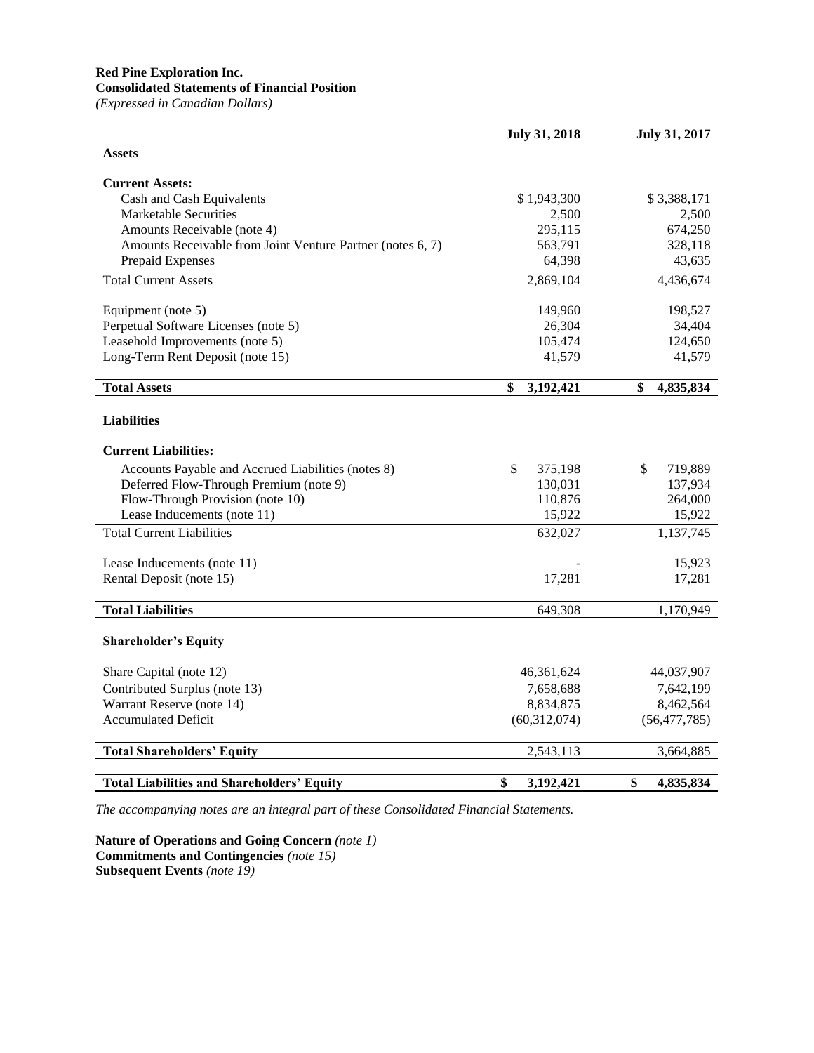**Red Pine Exploration Inc.**
**Consolidated Statements of Financial Position**
*(Expressed in Canadian Dollars)*

| | July 31, 2018 | July 31, 2017 |
|---|---|---|
| **Assets** | | |
| **Current Assets:** | | |
| Cash and Cash Equivalents | $ 1,943,300 | $ 3,388,171 |
| Marketable Securities | 2,500 | 2,500 |
| Amounts Receivable (note 4) | 295,115 | 674,250 |
| Amounts Receivable from Joint Venture Partner (notes 6, 7) | 563,791 | 328,118 |
| Prepaid Expenses | 64,398 | 43,635 |
| Total Current Assets | 2,869,104 | 4,436,674 |
| Equipment (note 5) | 149,960 | 198,527 |
| Perpetual Software Licenses (note 5) | 26,304 | 34,404 |
| Leasehold Improvements (note 5) | 105,474 | 124,650 |
| Long-Term Rent Deposit (note 15) | 41,579 | 41,579 |
| **Total Assets** | **$ 3,192,421** | **$ 4,835,834** |
| **Liabilities** | | |
| **Current Liabilities:** | | |
| Accounts Payable and Accrued Liabilities (notes 8) | $ 375,198 | $ 719,889 |
| Deferred Flow-Through Premium (note 9) | 130,031 | 137,934 |
| Flow-Through Provision (note 10) | 110,876 | 264,000 |
| Lease Inducements (note 11) | 15,922 | 15,922 |
| Total Current Liabilities | 632,027 | 1,137,745 |
| Lease Inducements (note 11) | - | 15,923 |
| Rental Deposit (note 15) | 17,281 | 17,281 |
| **Total Liabilities** | 649,308 | 1,170,949 |
| **Shareholder's Equity** | | |
| Share Capital (note 12) | 46,361,624 | 44,037,907 |
| Contributed Surplus (note 13) | 7,658,688 | 7,642,199 |
| Warrant Reserve (note 14) | 8,834,875 | 8,462,564 |
| Accumulated Deficit | (60,312,074) | (56,477,785) |
| **Total Shareholders' Equity** | 2,543,113 | 3,664,885 |
| **Total Liabilities and Shareholders' Equity** | **$ 3,192,421** | **$ 4,835,834** |

*The accompanying notes are an integral part of these Consolidated Financial Statements.*

**Nature of Operations and Going Concern** *(note 1)*
**Commitments and Contingencies** *(note 15)*
**Subsequent Events** *(note 19)*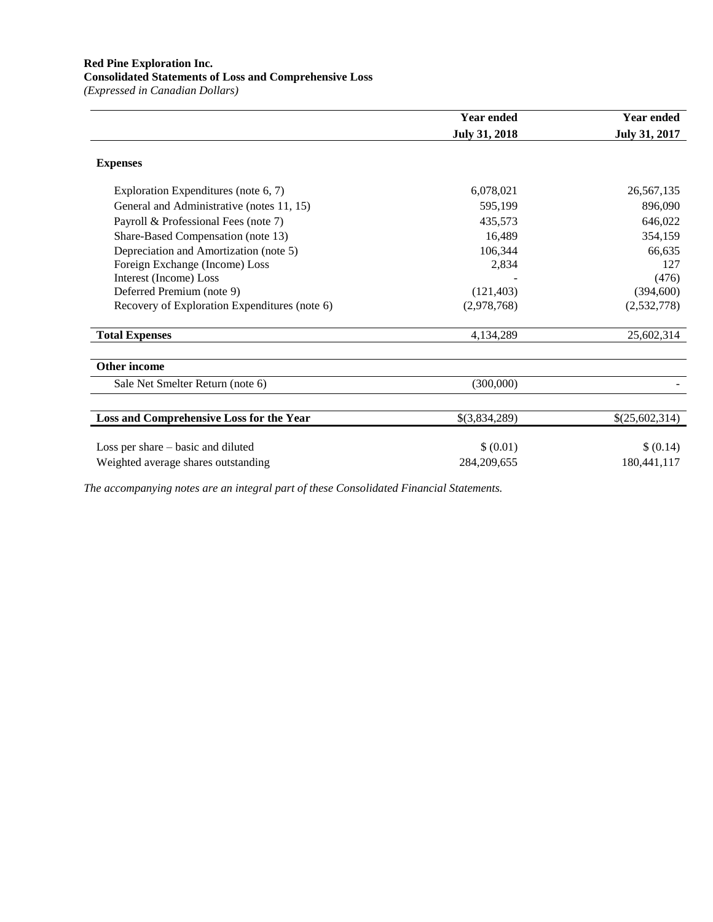**Red Pine Exploration Inc.**
**Consolidated Statements of Loss and Comprehensive Loss**
*(Expressed in Canadian Dollars)*

| | Year ended July 31, 2018 | Year ended July 31, 2017 |
|---|---|---|
| **Expenses** | | |
| Exploration Expenditures (note 6, 7) | 6,078,021 | 26,567,135 |
| General and Administrative (notes 11, 15) | 595,199 | 896,090 |
| Payroll & Professional Fees (note 7) | 435,573 | 646,022 |
| Share-Based Compensation (note 13) | 16,489 | 354,159 |
| Depreciation and Amortization (note 5) | 106,344 | 66,635 |
| Foreign Exchange (Income) Loss | 2,834 | 127 |
| Interest (Income) Loss | - | (476) |
| Deferred Premium (note 9) | (121,403) | (394,600) |
| Recovery of Exploration Expenditures (note 6) | (2,978,768) | (2,532,778) |
| **Total Expenses** | 4,134,289 | 25,602,314 |
| **Other income** | | |
| Sale Net Smelter Return (note 6) | (300,000) | - |
| **Loss and Comprehensive Loss for the Year** | $(3,834,289) | $(25,602,314) |
| Loss per share – basic and diluted | $ (0.01) | $ (0.14) |
| Weighted average shares outstanding | 284,209,655 | 180,441,117 |

*The accompanying notes are an integral part of these Consolidated Financial Statements.*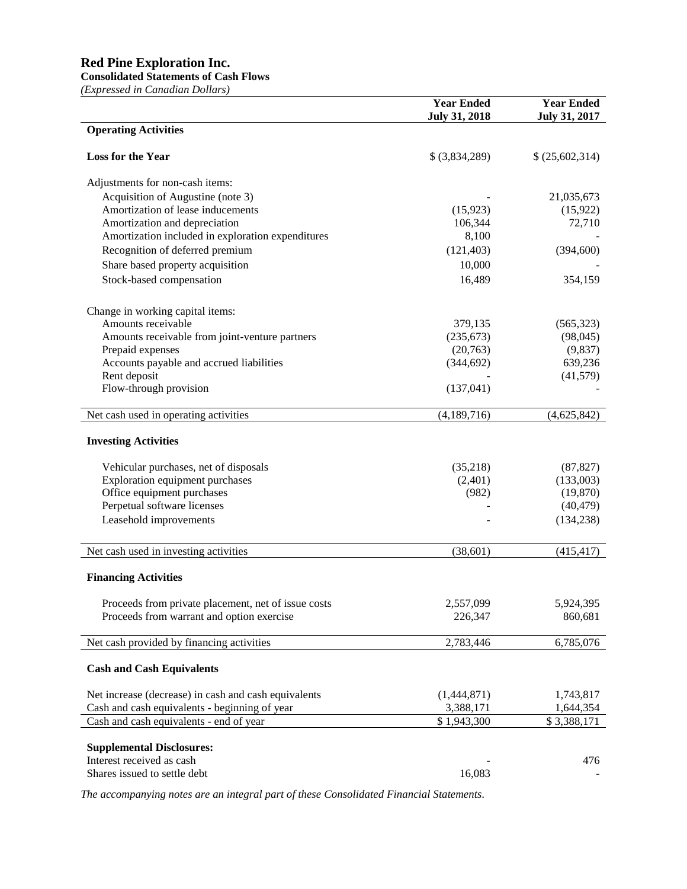# Red Pine Exploration Inc.

**Consolidated Statements of Cash Flows**

*(Expressed in Canadian Dollars)*

| | Year Ended July 31, 2018 | Year Ended July 31, 2017 |
|---|---|---|
| **Operating Activities** | | |
| **Loss for the Year** | $ (3,834,289) | $ (25,602,314) |
| Adjustments for non-cash items: | | |
| Acquisition of Augustine (note 3) | - | 21,035,673 |
| Amortization of lease inducements | (15,923) | (15,922) |
| Amortization and depreciation | 106,344 | 72,710 |
| Amortization included in exploration expenditures | 8,100 | - |
| Recognition of deferred premium | (121,403) | (394,600) |
| Share based property acquisition | 10,000 | - |
| Stock-based compensation | 16,489 | 354,159 |
| Change in working capital items: | | |
| Amounts receivable | 379,135 | (565,323) |
| Amounts receivable from joint-venture partners | (235,673) | (98,045) |
| Prepaid expenses | (20,763) | (9,837) |
| Accounts payable and accrued liabilities | (344,692) | 639,236 |
| Rent deposit | - | (41,579) |
| Flow-through provision | (137,041) | - |
| Net cash used in operating activities | (4,189,716) | (4,625,842) |
| **Investing Activities** | | |
| Vehicular purchases, net of disposals | (35,218) | (87,827) |
| Exploration equipment purchases | (2,401) | (133,003) |
| Office equipment purchases | (982) | (19,870) |
| Perpetual software licenses | - | (40,479) |
| Leasehold improvements | - | (134,238) |
| Net cash used in investing activities | (38,601) | (415,417) |
| **Financing Activities** | | |
| Proceeds from private placement, net of issue costs | 2,557,099 | 5,924,395 |
| Proceeds from warrant and option exercise | 226,347 | 860,681 |
| Net cash provided by financing activities | 2,783,446 | 6,785,076 |
| **Cash and Cash Equivalents** | | |
| Net increase (decrease) in cash and cash equivalents | (1,444,871) | 1,743,817 |
| Cash and cash equivalents - beginning of year | 3,388,171 | 1,644,354 |
| Cash and cash equivalents - end of year | $ 1,943,300 | $ 3,388,171 |
| **Supplemental Disclosures:** | | |
| Interest received as cash | - | 476 |
| Shares issued to settle debt | 16,083 | - |

*The accompanying notes are an integral part of these Consolidated Financial Statements.*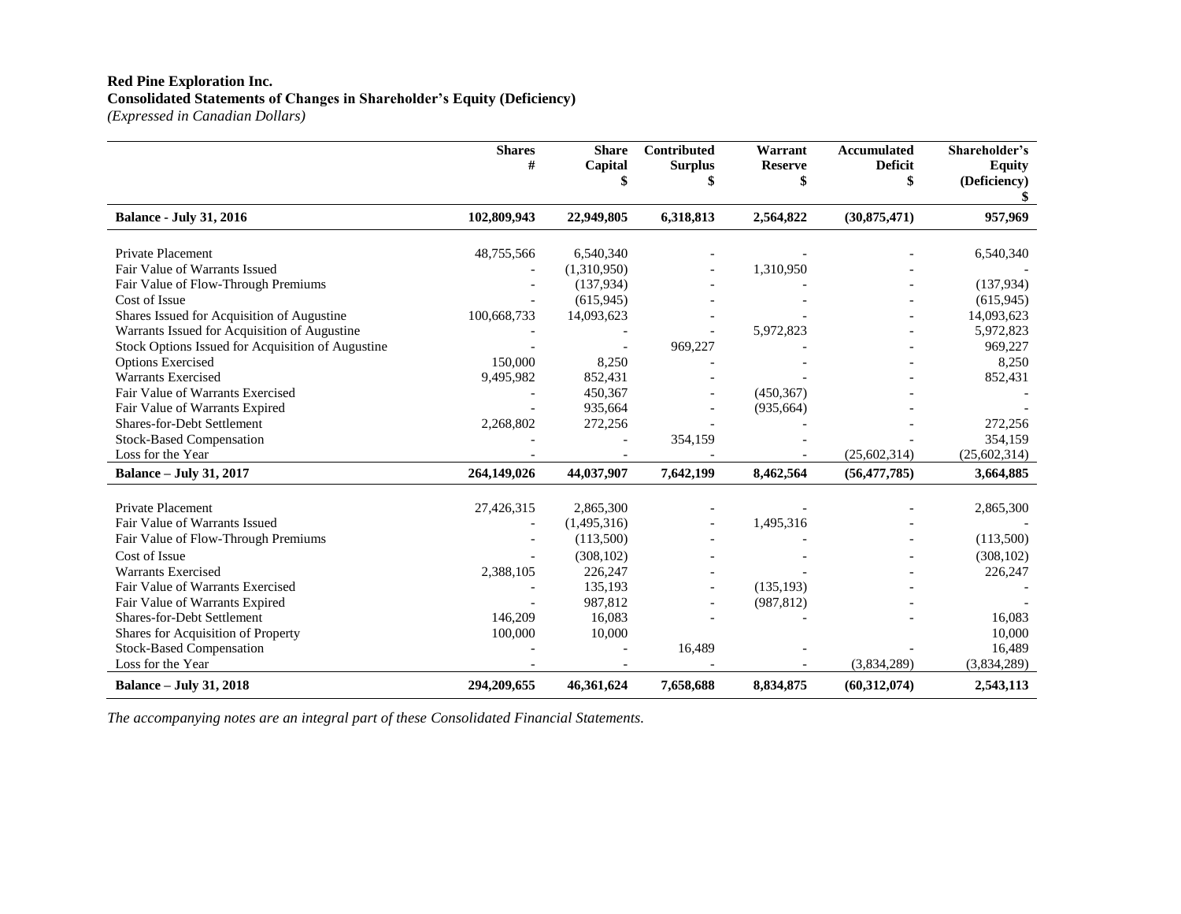**Red Pine Exploration Inc.**
**Consolidated Statements of Changes in Shareholder's Equity (Deficiency)**
*(Expressed in Canadian Dollars)*

| | Shares # | Share Capital $ | Contributed Surplus $ | Warrant Reserve $ | Accumulated Deficit $ | Shareholder's Equity (Deficiency) $ |
|---|---|---|---|---|---|---|
| **Balance - July 31, 2016** | **102,809,943** | **22,949,805** | **6,318,813** | **2,564,822** | **(30,875,471)** | **957,969** |
| Private Placement | 48,755,566 | 6,540,340 | - | - | - | 6,540,340 |
| Fair Value of Warrants Issued | - | (1,310,950) | - | 1,310,950 | - | - |
| Fair Value of Flow-Through Premiums | - | (137,934) | - | - | - | (137,934) |
| Cost of Issue | - | (615,945) | - | - | - | (615,945) |
| Shares Issued for Acquisition of Augustine | 100,668,733 | 14,093,623 | - | - | - | 14,093,623 |
| Warrants Issued for Acquisition of Augustine | - | - | - | 5,972,823 | - | 5,972,823 |
| Stock Options Issued for Acquisition of Augustine | - | - | 969,227 | - | - | 969,227 |
| Options Exercised | 150,000 | 8,250 | - | - | - | 8,250 |
| Warrants Exercised | 9,495,982 | 852,431 | - | - | - | 852,431 |
| Fair Value of Warrants Exercised | - | 450,367 | - | (450,367) | - | - |
| Fair Value of Warrants Expired | - | 935,664 | - | (935,664) | - | - |
| Shares-for-Debt Settlement | 2,268,802 | 272,256 | - | - | - | 272,256 |
| Stock-Based Compensation | - | - | 354,159 | - | - | 354,159 |
| Loss for the Year | - | - | - | - | (25,602,314) | (25,602,314) |
| **Balance – July 31, 2017** | **264,149,026** | **44,037,907** | **7,642,199** | **8,462,564** | **(56,477,785)** | **3,664,885** |
| Private Placement | 27,426,315 | 2,865,300 | - | - | - | 2,865,300 |
| Fair Value of Warrants Issued | - | (1,495,316) | - | 1,495,316 | - | - |
| Fair Value of Flow-Through Premiums | - | (113,500) | - | - | - | (113,500) |
| Cost of Issue | - | (308,102) | - | - | - | (308,102) |
| Warrants Exercised | 2,388,105 | 226,247 | - | - | - | 226,247 |
| Fair Value of Warrants Exercised | - | 135,193 | - | (135,193) | - | - |
| Fair Value of Warrants Expired | - | 987,812 | - | (987,812) | - | - |
| Shares-for-Debt Settlement | 146,209 | 16,083 | - | - | - | 16,083 |
| Shares for Acquisition of Property | 100,000 | 10,000 | | | | 10,000 |
| Stock-Based Compensation | - | - | 16,489 | - | - | 16,489 |
| Loss for the Year | - | - | - | - | (3,834,289) | (3,834,289) |
| **Balance – July 31, 2018** | **294,209,655** | **46,361,624** | **7,658,688** | **8,834,875** | **(60,312,074)** | **2,543,113** |

*The accompanying notes are an integral part of these Consolidated Financial Statements.*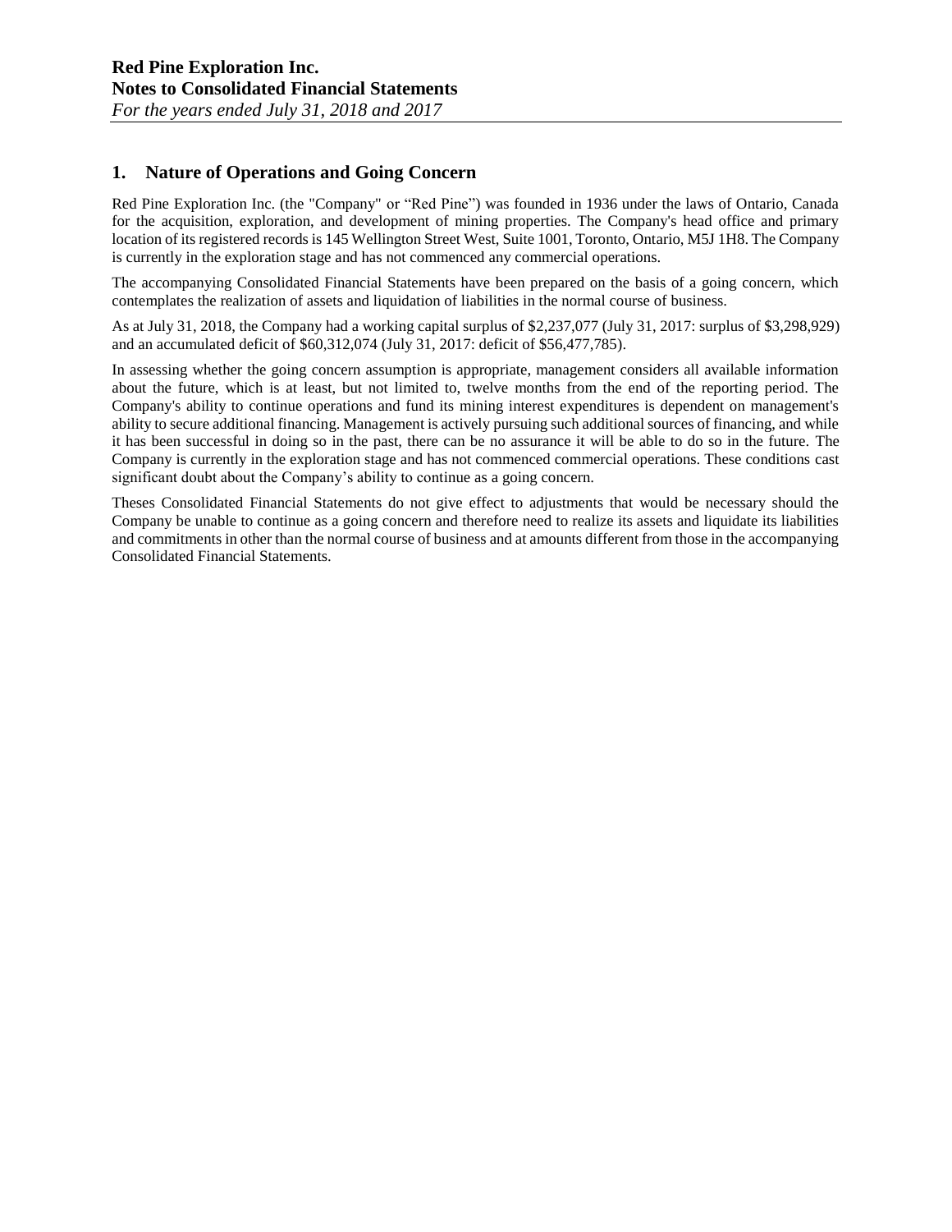## 1. Nature of Operations and Going Concern

Red Pine Exploration Inc. (the "Company" or "Red Pine") was founded in 1936 under the laws of Ontario, Canada for the acquisition, exploration, and development of mining properties. The Company's head office and primary location of its registered records is 145 Wellington Street West, Suite 1001, Toronto, Ontario, M5J 1H8. The Company is currently in the exploration stage and has not commenced any commercial operations.

The accompanying Consolidated Financial Statements have been prepared on the basis of a going concern, which contemplates the realization of assets and liquidation of liabilities in the normal course of business.

As at July 31, 2018, the Company had a working capital surplus of $2,237,077 (July 31, 2017: surplus of $3,298,929) and an accumulated deficit of $60,312,074 (July 31, 2017: deficit of $56,477,785).

In assessing whether the going concern assumption is appropriate, management considers all available information about the future, which is at least, but not limited to, twelve months from the end of the reporting period. The Company's ability to continue operations and fund its mining interest expenditures is dependent on management's ability to secure additional financing. Management is actively pursuing such additional sources of financing, and while it has been successful in doing so in the past, there can be no assurance it will be able to do so in the future. The Company is currently in the exploration stage and has not commenced commercial operations. These conditions cast significant doubt about the Company's ability to continue as a going concern.

Theses Consolidated Financial Statements do not give effect to adjustments that would be necessary should the Company be unable to continue as a going concern and therefore need to realize its assets and liquidate its liabilities and commitments in other than the normal course of business and at amounts different from those in the accompanying Consolidated Financial Statements.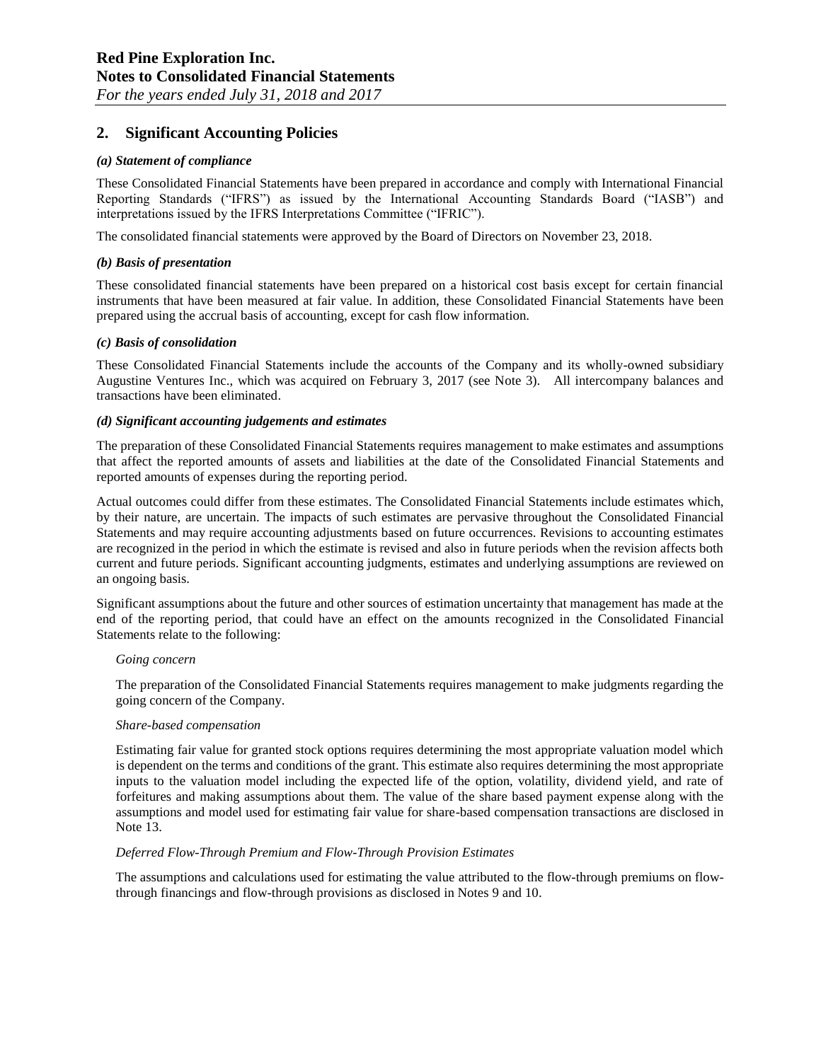## 2. Significant Accounting Policies

***(a) Statement of compliance***

These Consolidated Financial Statements have been prepared in accordance and comply with International Financial Reporting Standards ("IFRS") as issued by the International Accounting Standards Board ("IASB") and interpretations issued by the IFRS Interpretations Committee ("IFRIC").

The consolidated financial statements were approved by the Board of Directors on November 23, 2018.

***(b) Basis of presentation***

These consolidated financial statements have been prepared on a historical cost basis except for certain financial instruments that have been measured at fair value. In addition, these Consolidated Financial Statements have been prepared using the accrual basis of accounting, except for cash flow information.

***(c) Basis of consolidation***

These Consolidated Financial Statements include the accounts of the Company and its wholly-owned subsidiary Augustine Ventures Inc., which was acquired on February 3, 2017 (see Note 3). All intercompany balances and transactions have been eliminated.

***(d) Significant accounting judgements and estimates***

The preparation of these Consolidated Financial Statements requires management to make estimates and assumptions that affect the reported amounts of assets and liabilities at the date of the Consolidated Financial Statements and reported amounts of expenses during the reporting period.

Actual outcomes could differ from these estimates. The Consolidated Financial Statements include estimates which, by their nature, are uncertain. The impacts of such estimates are pervasive throughout the Consolidated Financial Statements and may require accounting adjustments based on future occurrences. Revisions to accounting estimates are recognized in the period in which the estimate is revised and also in future periods when the revision affects both current and future periods. Significant accounting judgments, estimates and underlying assumptions are reviewed on an ongoing basis.

Significant assumptions about the future and other sources of estimation uncertainty that management has made at the end of the reporting period, that could have an effect on the amounts recognized in the Consolidated Financial Statements relate to the following:

*Going concern*

The preparation of the Consolidated Financial Statements requires management to make judgments regarding the going concern of the Company.

*Share-based compensation*

Estimating fair value for granted stock options requires determining the most appropriate valuation model which is dependent on the terms and conditions of the grant. This estimate also requires determining the most appropriate inputs to the valuation model including the expected life of the option, volatility, dividend yield, and rate of forfeitures and making assumptions about them. The value of the share based payment expense along with the assumptions and model used for estimating fair value for share-based compensation transactions are disclosed in Note 13.

*Deferred Flow-Through Premium and Flow-Through Provision Estimates*

The assumptions and calculations used for estimating the value attributed to the flow-through premiums on flow-through financings and flow-through provisions as disclosed in Notes 9 and 10.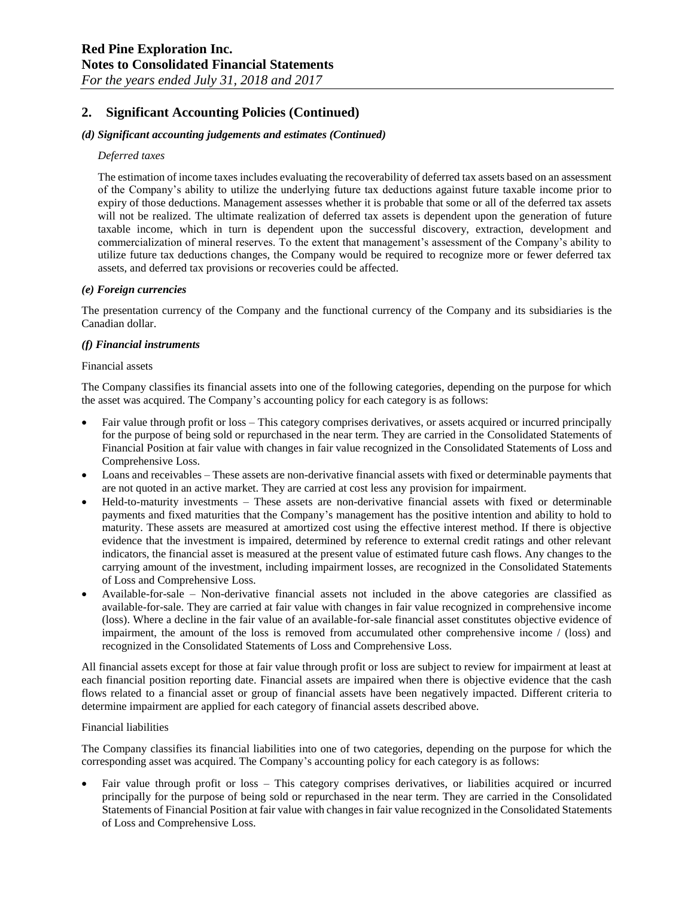## 2. Significant Accounting Policies (Continued)

### *(d) Significant accounting judgements and estimates (Continued)*

*Deferred taxes*

The estimation of income taxes includes evaluating the recoverability of deferred tax assets based on an assessment of the Company's ability to utilize the underlying future tax deductions against future taxable income prior to expiry of those deductions. Management assesses whether it is probable that some or all of the deferred tax assets will not be realized. The ultimate realization of deferred tax assets is dependent upon the generation of future taxable income, which in turn is dependent upon the successful discovery, extraction, development and commercialization of mineral reserves. To the extent that management's assessment of the Company's ability to utilize future tax deductions changes, the Company would be required to recognize more or fewer deferred tax assets, and deferred tax provisions or recoveries could be affected.

### *(e) Foreign currencies*

The presentation currency of the Company and the functional currency of the Company and its subsidiaries is the Canadian dollar.

### *(f) Financial instruments*

Financial assets

The Company classifies its financial assets into one of the following categories, depending on the purpose for which the asset was acquired. The Company's accounting policy for each category is as follows:

- Fair value through profit or loss – This category comprises derivatives, or assets acquired or incurred principally for the purpose of being sold or repurchased in the near term. They are carried in the Consolidated Statements of Financial Position at fair value with changes in fair value recognized in the Consolidated Statements of Loss and Comprehensive Loss.
- Loans and receivables – These assets are non-derivative financial assets with fixed or determinable payments that are not quoted in an active market. They are carried at cost less any provision for impairment.
- Held-to-maturity investments – These assets are non-derivative financial assets with fixed or determinable payments and fixed maturities that the Company's management has the positive intention and ability to hold to maturity. These assets are measured at amortized cost using the effective interest method. If there is objective evidence that the investment is impaired, determined by reference to external credit ratings and other relevant indicators, the financial asset is measured at the present value of estimated future cash flows. Any changes to the carrying amount of the investment, including impairment losses, are recognized in the Consolidated Statements of Loss and Comprehensive Loss.
- Available-for-sale – Non-derivative financial assets not included in the above categories are classified as available-for-sale. They are carried at fair value with changes in fair value recognized in comprehensive income (loss). Where a decline in the fair value of an available-for-sale financial asset constitutes objective evidence of impairment, the amount of the loss is removed from accumulated other comprehensive income / (loss) and recognized in the Consolidated Statements of Loss and Comprehensive Loss.

All financial assets except for those at fair value through profit or loss are subject to review for impairment at least at each financial position reporting date. Financial assets are impaired when there is objective evidence that the cash flows related to a financial asset or group of financial assets have been negatively impacted. Different criteria to determine impairment are applied for each category of financial assets described above.

Financial liabilities

The Company classifies its financial liabilities into one of two categories, depending on the purpose for which the corresponding asset was acquired. The Company's accounting policy for each category is as follows:

- Fair value through profit or loss – This category comprises derivatives, or liabilities acquired or incurred principally for the purpose of being sold or repurchased in the near term. They are carried in the Consolidated Statements of Financial Position at fair value with changes in fair value recognized in the Consolidated Statements of Loss and Comprehensive Loss.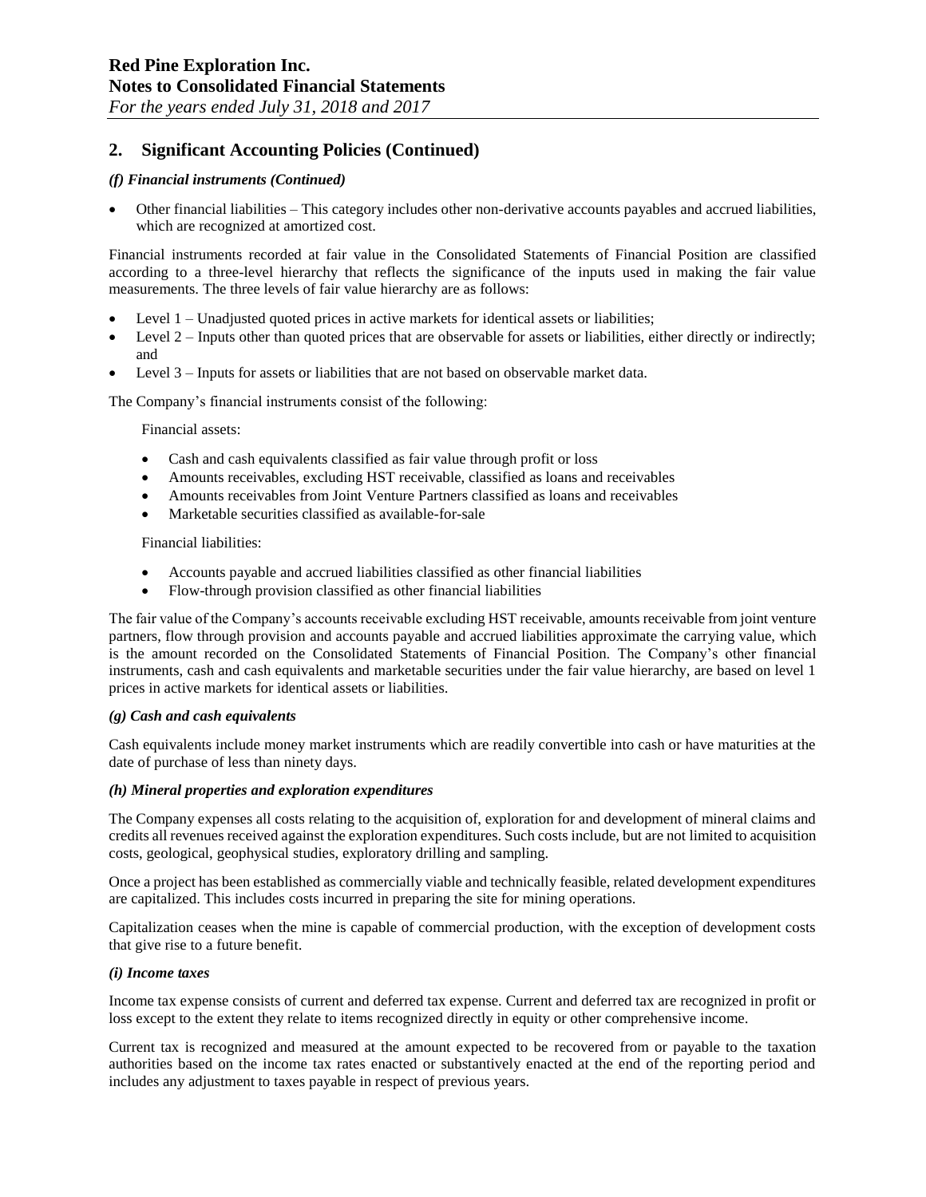## 2. Significant Accounting Policies (Continued)

### *(f) Financial instruments (Continued)*

- Other financial liabilities – This category includes other non-derivative accounts payables and accrued liabilities, which are recognized at amortized cost.

Financial instruments recorded at fair value in the Consolidated Statements of Financial Position are classified according to a three-level hierarchy that reflects the significance of the inputs used in making the fair value measurements. The three levels of fair value hierarchy are as follows:

- Level 1 – Unadjusted quoted prices in active markets for identical assets or liabilities;
- Level 2 – Inputs other than quoted prices that are observable for assets or liabilities, either directly or indirectly; and
- Level 3 – Inputs for assets or liabilities that are not based on observable market data.

The Company's financial instruments consist of the following:

Financial assets:

- Cash and cash equivalents classified as fair value through profit or loss
- Amounts receivables, excluding HST receivable, classified as loans and receivables
- Amounts receivables from Joint Venture Partners classified as loans and receivables
- Marketable securities classified as available-for-sale

Financial liabilities:

- Accounts payable and accrued liabilities classified as other financial liabilities
- Flow-through provision classified as other financial liabilities

The fair value of the Company's accounts receivable excluding HST receivable, amounts receivable from joint venture partners, flow through provision and accounts payable and accrued liabilities approximate the carrying value, which is the amount recorded on the Consolidated Statements of Financial Position. The Company's other financial instruments, cash and cash equivalents and marketable securities under the fair value hierarchy, are based on level 1 prices in active markets for identical assets or liabilities.

### *(g) Cash and cash equivalents*

Cash equivalents include money market instruments which are readily convertible into cash or have maturities at the date of purchase of less than ninety days.

### *(h) Mineral properties and exploration expenditures*

The Company expenses all costs relating to the acquisition of, exploration for and development of mineral claims and credits all revenues received against the exploration expenditures. Such costs include, but are not limited to acquisition costs, geological, geophysical studies, exploratory drilling and sampling.

Once a project has been established as commercially viable and technically feasible, related development expenditures are capitalized. This includes costs incurred in preparing the site for mining operations.

Capitalization ceases when the mine is capable of commercial production, with the exception of development costs that give rise to a future benefit.

### *(i) Income taxes*

Income tax expense consists of current and deferred tax expense. Current and deferred tax are recognized in profit or loss except to the extent they relate to items recognized directly in equity or other comprehensive income.

Current tax is recognized and measured at the amount expected to be recovered from or payable to the taxation authorities based on the income tax rates enacted or substantively enacted at the end of the reporting period and includes any adjustment to taxes payable in respect of previous years.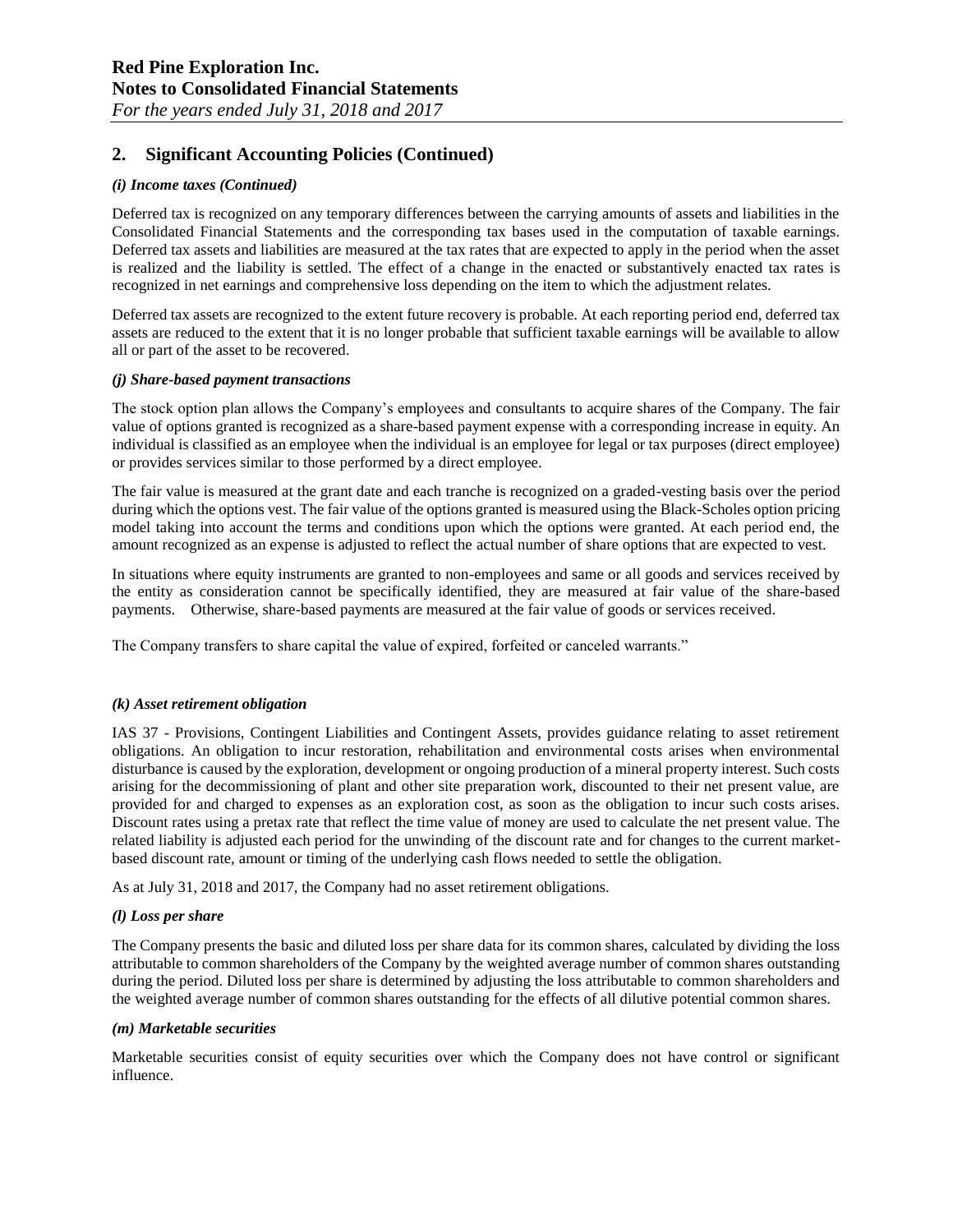## 2. Significant Accounting Policies (Continued)

### *(i) Income taxes (Continued)*

Deferred tax is recognized on any temporary differences between the carrying amounts of assets and liabilities in the Consolidated Financial Statements and the corresponding tax bases used in the computation of taxable earnings. Deferred tax assets and liabilities are measured at the tax rates that are expected to apply in the period when the asset is realized and the liability is settled. The effect of a change in the enacted or substantively enacted tax rates is recognized in net earnings and comprehensive loss depending on the item to which the adjustment relates.

Deferred tax assets are recognized to the extent future recovery is probable. At each reporting period end, deferred tax assets are reduced to the extent that it is no longer probable that sufficient taxable earnings will be available to allow all or part of the asset to be recovered.

### *(j) Share-based payment transactions*

The stock option plan allows the Company's employees and consultants to acquire shares of the Company. The fair value of options granted is recognized as a share-based payment expense with a corresponding increase in equity. An individual is classified as an employee when the individual is an employee for legal or tax purposes (direct employee) or provides services similar to those performed by a direct employee.

The fair value is measured at the grant date and each tranche is recognized on a graded-vesting basis over the period during which the options vest. The fair value of the options granted is measured using the Black-Scholes option pricing model taking into account the terms and conditions upon which the options were granted. At each period end, the amount recognized as an expense is adjusted to reflect the actual number of share options that are expected to vest.

In situations where equity instruments are granted to non-employees and same or all goods and services received by the entity as consideration cannot be specifically identified, they are measured at fair value of the share-based payments. Otherwise, share-based payments are measured at the fair value of goods or services received.

The Company transfers to share capital the value of expired, forfeited or canceled warrants."

### *(k) Asset retirement obligation*

IAS 37 - Provisions, Contingent Liabilities and Contingent Assets, provides guidance relating to asset retirement obligations. An obligation to incur restoration, rehabilitation and environmental costs arises when environmental disturbance is caused by the exploration, development or ongoing production of a mineral property interest. Such costs arising for the decommissioning of plant and other site preparation work, discounted to their net present value, are provided for and charged to expenses as an exploration cost, as soon as the obligation to incur such costs arises. Discount rates using a pretax rate that reflect the time value of money are used to calculate the net present value. The related liability is adjusted each period for the unwinding of the discount rate and for changes to the current market-based discount rate, amount or timing of the underlying cash flows needed to settle the obligation.

As at July 31, 2018 and 2017, the Company had no asset retirement obligations.

### *(l) Loss per share*

The Company presents the basic and diluted loss per share data for its common shares, calculated by dividing the loss attributable to common shareholders of the Company by the weighted average number of common shares outstanding during the period. Diluted loss per share is determined by adjusting the loss attributable to common shareholders and the weighted average number of common shares outstanding for the effects of all dilutive potential common shares.

### *(m) Marketable securities*

Marketable securities consist of equity securities over which the Company does not have control or significant influence.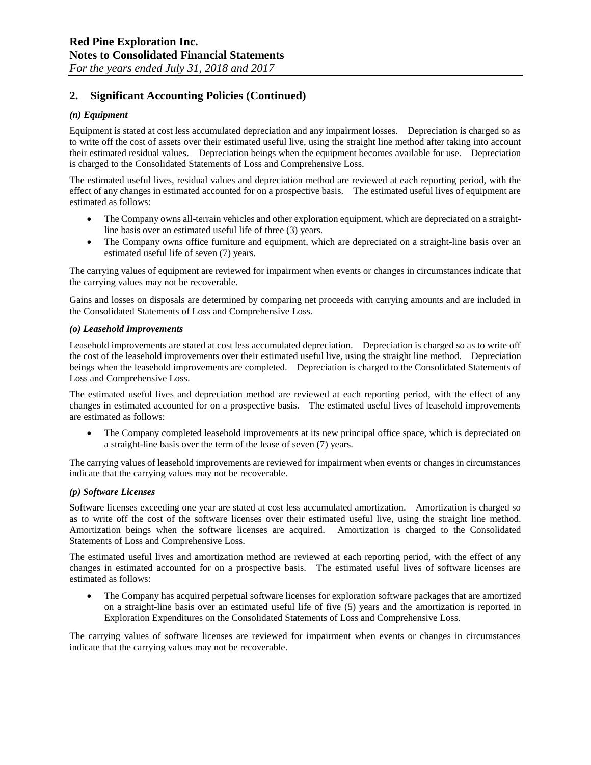## 2. Significant Accounting Policies (Continued)

### *(n) Equipment*

Equipment is stated at cost less accumulated depreciation and any impairment losses. Depreciation is charged so as to write off the cost of assets over their estimated useful live, using the straight line method after taking into account their estimated residual values. Depreciation beings when the equipment becomes available for use. Depreciation is charged to the Consolidated Statements of Loss and Comprehensive Loss.

The estimated useful lives, residual values and depreciation method are reviewed at each reporting period, with the effect of any changes in estimated accounted for on a prospective basis. The estimated useful lives of equipment are estimated as follows:

- The Company owns all-terrain vehicles and other exploration equipment, which are depreciated on a straight-line basis over an estimated useful life of three (3) years.
- The Company owns office furniture and equipment, which are depreciated on a straight-line basis over an estimated useful life of seven (7) years.

The carrying values of equipment are reviewed for impairment when events or changes in circumstances indicate that the carrying values may not be recoverable.

Gains and losses on disposals are determined by comparing net proceeds with carrying amounts and are included in the Consolidated Statements of Loss and Comprehensive Loss.

### *(o) Leasehold Improvements*

Leasehold improvements are stated at cost less accumulated depreciation. Depreciation is charged so as to write off the cost of the leasehold improvements over their estimated useful live, using the straight line method. Depreciation beings when the leasehold improvements are completed. Depreciation is charged to the Consolidated Statements of Loss and Comprehensive Loss.

The estimated useful lives and depreciation method are reviewed at each reporting period, with the effect of any changes in estimated accounted for on a prospective basis. The estimated useful lives of leasehold improvements are estimated as follows:

- The Company completed leasehold improvements at its new principal office space, which is depreciated on a straight-line basis over the term of the lease of seven (7) years.

The carrying values of leasehold improvements are reviewed for impairment when events or changes in circumstances indicate that the carrying values may not be recoverable.

### *(p) Software Licenses*

Software licenses exceeding one year are stated at cost less accumulated amortization. Amortization is charged so as to write off the cost of the software licenses over their estimated useful live, using the straight line method. Amortization beings when the software licenses are acquired. Amortization is charged to the Consolidated Statements of Loss and Comprehensive Loss.

The estimated useful lives and amortization method are reviewed at each reporting period, with the effect of any changes in estimated accounted for on a prospective basis. The estimated useful lives of software licenses are estimated as follows:

- The Company has acquired perpetual software licenses for exploration software packages that are amortized on a straight-line basis over an estimated useful life of five (5) years and the amortization is reported in Exploration Expenditures on the Consolidated Statements of Loss and Comprehensive Loss.

The carrying values of software licenses are reviewed for impairment when events or changes in circumstances indicate that the carrying values may not be recoverable.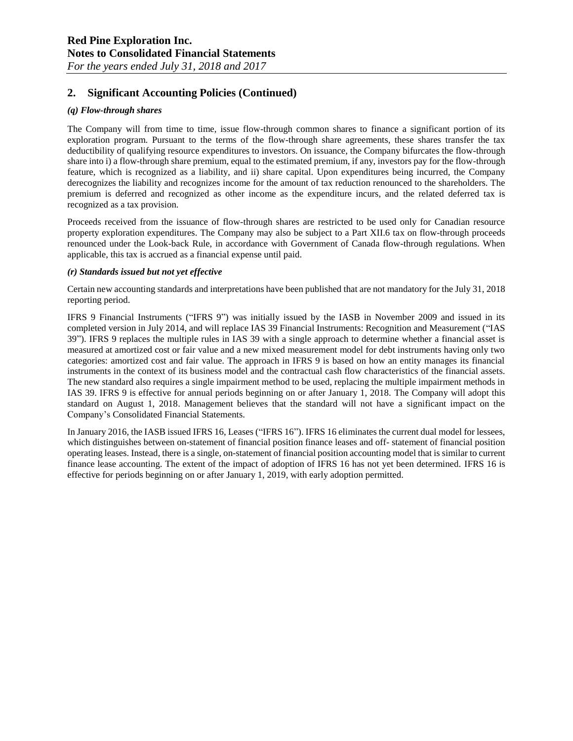## 2. Significant Accounting Policies (Continued)

### *(q) Flow-through shares*

The Company will from time to time, issue flow-through common shares to finance a significant portion of its exploration program. Pursuant to the terms of the flow-through share agreements, these shares transfer the tax deductibility of qualifying resource expenditures to investors. On issuance, the Company bifurcates the flow-through share into i) a flow-through share premium, equal to the estimated premium, if any, investors pay for the flow-through feature, which is recognized as a liability, and ii) share capital. Upon expenditures being incurred, the Company derecognizes the liability and recognizes income for the amount of tax reduction renounced to the shareholders. The premium is deferred and recognized as other income as the expenditure incurs, and the related deferred tax is recognized as a tax provision.

Proceeds received from the issuance of flow-through shares are restricted to be used only for Canadian resource property exploration expenditures. The Company may also be subject to a Part XII.6 tax on flow-through proceeds renounced under the Look-back Rule, in accordance with Government of Canada flow-through regulations. When applicable, this tax is accrued as a financial expense until paid.

### *(r) Standards issued but not yet effective*

Certain new accounting standards and interpretations have been published that are not mandatory for the July 31, 2018 reporting period.

IFRS 9 Financial Instruments ("IFRS 9") was initially issued by the IASB in November 2009 and issued in its completed version in July 2014, and will replace IAS 39 Financial Instruments: Recognition and Measurement ("IAS 39"). IFRS 9 replaces the multiple rules in IAS 39 with a single approach to determine whether a financial asset is measured at amortized cost or fair value and a new mixed measurement model for debt instruments having only two categories: amortized cost and fair value. The approach in IFRS 9 is based on how an entity manages its financial instruments in the context of its business model and the contractual cash flow characteristics of the financial assets. The new standard also requires a single impairment method to be used, replacing the multiple impairment methods in IAS 39. IFRS 9 is effective for annual periods beginning on or after January 1, 2018. The Company will adopt this standard on August 1, 2018. Management believes that the standard will not have a significant impact on the Company's Consolidated Financial Statements.

In January 2016, the IASB issued IFRS 16, Leases ("IFRS 16"). IFRS 16 eliminates the current dual model for lessees, which distinguishes between on-statement of financial position finance leases and off- statement of financial position operating leases. Instead, there is a single, on-statement of financial position accounting model that is similar to current finance lease accounting. The extent of the impact of adoption of IFRS 16 has not yet been determined. IFRS 16 is effective for periods beginning on or after January 1, 2019, with early adoption permitted.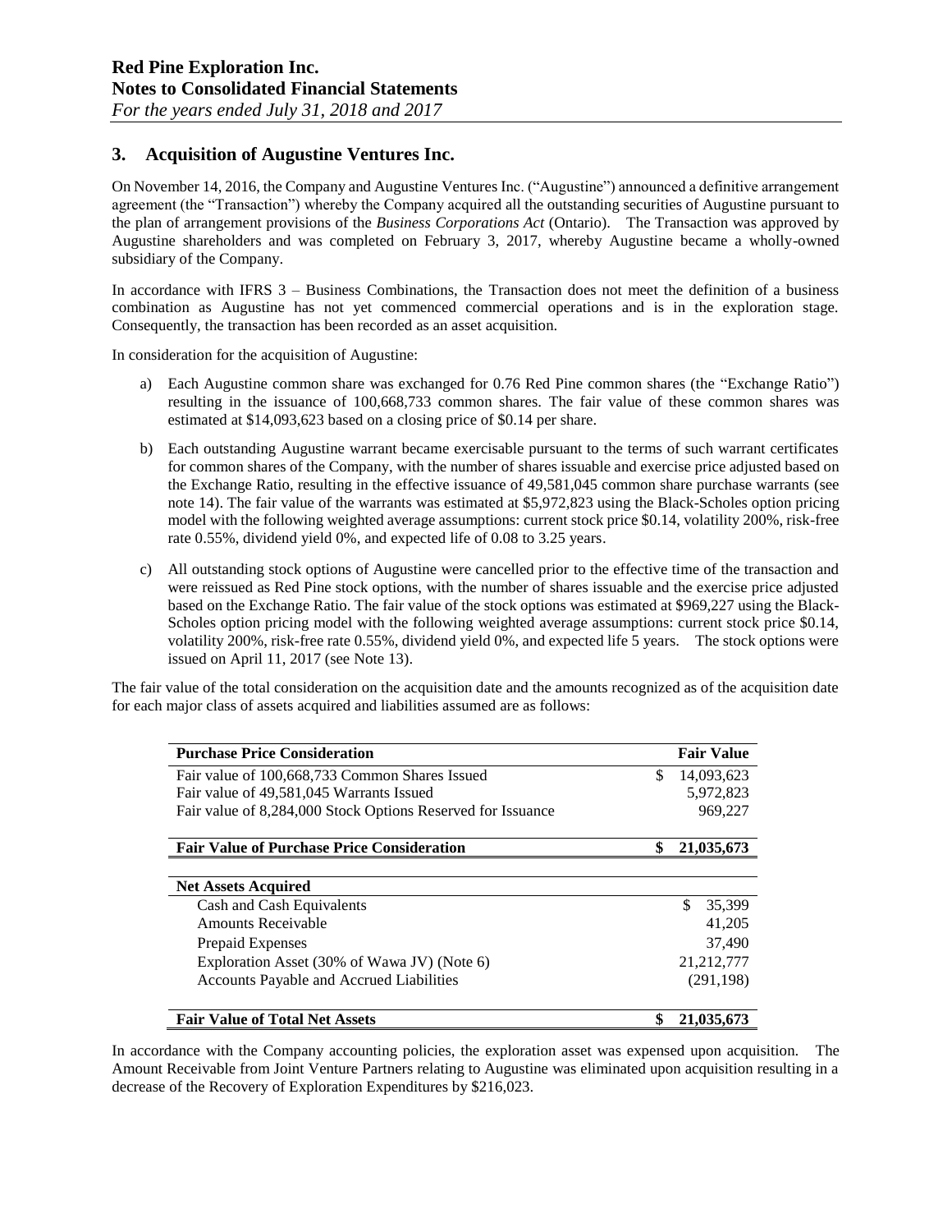## 3. Acquisition of Augustine Ventures Inc.

On November 14, 2016, the Company and Augustine Ventures Inc. ("Augustine") announced a definitive arrangement agreement (the "Transaction") whereby the Company acquired all the outstanding securities of Augustine pursuant to the plan of arrangement provisions of the *Business Corporations Act* (Ontario). The Transaction was approved by Augustine shareholders and was completed on February 3, 2017, whereby Augustine became a wholly-owned subsidiary of the Company.

In accordance with IFRS 3 – Business Combinations, the Transaction does not meet the definition of a business combination as Augustine has not yet commenced commercial operations and is in the exploration stage. Consequently, the transaction has been recorded as an asset acquisition.

In consideration for the acquisition of Augustine:

a) Each Augustine common share was exchanged for 0.76 Red Pine common shares (the "Exchange Ratio") resulting in the issuance of 100,668,733 common shares. The fair value of these common shares was estimated at $14,093,623 based on a closing price of $0.14 per share.

b) Each outstanding Augustine warrant became exercisable pursuant to the terms of such warrant certificates for common shares of the Company, with the number of shares issuable and exercise price adjusted based on the Exchange Ratio, resulting in the effective issuance of 49,581,045 common share purchase warrants (see note 14). The fair value of the warrants was estimated at $5,972,823 using the Black-Scholes option pricing model with the following weighted average assumptions: current stock price $0.14, volatility 200%, risk-free rate 0.55%, dividend yield 0%, and expected life of 0.08 to 3.25 years.

c) All outstanding stock options of Augustine were cancelled prior to the effective time of the transaction and were reissued as Red Pine stock options, with the number of shares issuable and the exercise price adjusted based on the Exchange Ratio. The fair value of the stock options was estimated at $969,227 using the Black-Scholes option pricing model with the following weighted average assumptions: current stock price $0.14, volatility 200%, risk-free rate 0.55%, dividend yield 0%, and expected life 5 years. The stock options were issued on April 11, 2017 (see Note 13).

The fair value of the total consideration on the acquisition date and the amounts recognized as of the acquisition date for each major class of assets acquired and liabilities assumed are as follows:

| **Purchase Price Consideration** | **Fair Value** |
|---|---|
| Fair value of 100,668,733 Common Shares Issued | $ 14,093,623 |
| Fair value of 49,581,045 Warrants Issued | 5,972,823 |
| Fair value of 8,284,000 Stock Options Reserved for Issuance | 969,227 |
| **Fair Value of Purchase Price Consideration** | **$ 21,035,673** |
| **Net Assets Acquired** | |
| Cash and Cash Equivalents | $ 35,399 |
| Amounts Receivable | 41,205 |
| Prepaid Expenses | 37,490 |
| Exploration Asset (30% of Wawa JV) (Note 6) | 21,212,777 |
| Accounts Payable and Accrued Liabilities | (291,198) |
| **Fair Value of Total Net Assets** | **$ 21,035,673** |

In accordance with the Company accounting policies, the exploration asset was expensed upon acquisition. The Amount Receivable from Joint Venture Partners relating to Augustine was eliminated upon acquisition resulting in a decrease of the Recovery of Exploration Expenditures by $216,023.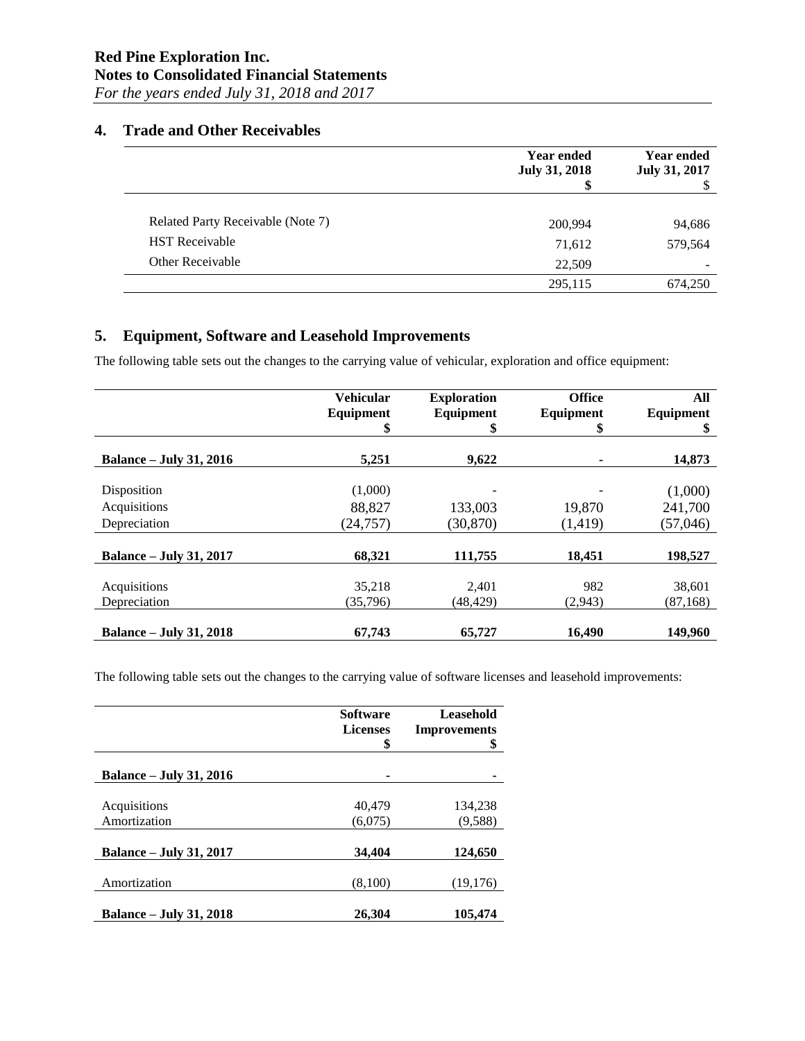## 4. Trade and Other Receivables

| | Year ended July 31, 2018 $ | Year ended July 31, 2017 $ |
|---|---|---|
| Related Party Receivable (Note 7) | 200,994 | 94,686 |
| HST Receivable | 71,612 | 579,564 |
| Other Receivable | 22,509 | - |
| | 295,115 | 674,250 |

## 5. Equipment, Software and Leasehold Improvements

The following table sets out the changes to the carrying value of vehicular, exploration and office equipment:

| | Vehicular Equipment $ | Exploration Equipment $ | Office Equipment $ | All Equipment $ |
|---|---|---|---|---|
| **Balance – July 31, 2016** | **5,251** | **9,622** | **-** | **14,873** |
| Disposition | (1,000) | - | - | (1,000) |
| Acquisitions | 88,827 | 133,003 | 19,870 | 241,700 |
| Depreciation | (24,757) | (30,870) | (1,419) | (57,046) |
| **Balance – July 31, 2017** | **68,321** | **111,755** | **18,451** | **198,527** |
| Acquisitions | 35,218 | 2,401 | 982 | 38,601 |
| Depreciation | (35,796) | (48,429) | (2,943) | (87,168) |
| **Balance – July 31, 2018** | **67,743** | **65,727** | **16,490** | **149,960** |

The following table sets out the changes to the carrying value of software licenses and leasehold improvements:

| | Software Licenses $ | Leasehold Improvements $ |
|---|---|---|
| **Balance – July 31, 2016** | **-** | **-** |
| Acquisitions | 40,479 | 134,238 |
| Amortization | (6,075) | (9,588) |
| **Balance – July 31, 2017** | **34,404** | **124,650** |
| Amortization | (8,100) | (19,176) |
| **Balance – July 31, 2018** | **26,304** | **105,474** |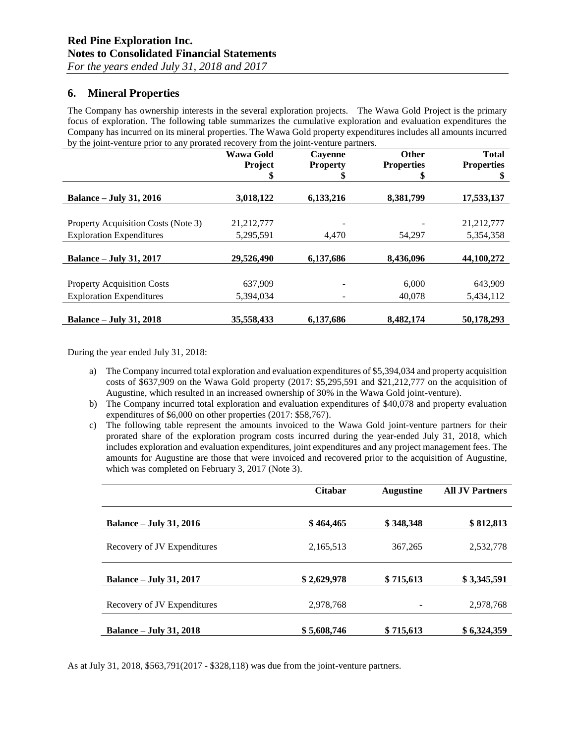## 6. Mineral Properties

The Company has ownership interests in the several exploration projects. The Wawa Gold Project is the primary focus of exploration. The following table summarizes the cumulative exploration and evaluation expenditures the Company has incurred on its mineral properties. The Wawa Gold property expenditures includes all amounts incurred by the joint-venture prior to any prorated recovery from the joint-venture partners.

| | Wawa Gold Project $ | Cayenne Property $ | Other Properties $ | Total Properties $ |
|---|---|---|---|---|
| **Balance – July 31, 2016** | **3,018,122** | **6,133,216** | **8,381,799** | **17,533,137** |
| Property Acquisition Costs (Note 3) | 21,212,777 | - | - | 21,212,777 |
| Exploration Expenditures | 5,295,591 | 4,470 | 54,297 | 5,354,358 |
| **Balance – July 31, 2017** | **29,526,490** | **6,137,686** | **8,436,096** | **44,100,272** |
| Property Acquisition Costs | 637,909 | - | 6,000 | 643,909 |
| Exploration Expenditures | 5,394,034 | - | 40,078 | 5,434,112 |
| **Balance – July 31, 2018** | **35,558,433** | **6,137,686** | **8,482,174** | **50,178,293** |

During the year ended July 31, 2018:

a) The Company incurred total exploration and evaluation expenditures of $5,394,034 and property acquisition costs of $637,909 on the Wawa Gold property (2017: $5,295,591 and $21,212,777 on the acquisition of Augustine, which resulted in an increased ownership of 30% in the Wawa Gold joint-venture).

b) The Company incurred total exploration and evaluation expenditures of $40,078 and property evaluation expenditures of $6,000 on other properties (2017: $58,767).

c) The following table represent the amounts invoiced to the Wawa Gold joint-venture partners for their prorated share of the exploration program costs incurred during the year-ended July 31, 2018, which includes exploration and evaluation expenditures, joint expenditures and any project management fees. The amounts for Augustine are those that were invoiced and recovered prior to the acquisition of Augustine, which was completed on February 3, 2017 (Note 3).

| | Citabar | Augustine | All JV Partners |
|---|---|---|---|
| **Balance – July 31, 2016** | **$ 464,465** | **$ 348,348** | **$ 812,813** |
| Recovery of JV Expenditures | 2,165,513 | 367,265 | 2,532,778 |
| **Balance – July 31, 2017** | **$ 2,629,978** | **$ 715,613** | **$ 3,345,591** |
| Recovery of JV Expenditures | 2,978,768 | - | 2,978,768 |
| **Balance – July 31, 2018** | **$ 5,608,746** | **$ 715,613** | **$ 6,324,359** |

As at July 31, 2018, $563,791(2017 - $328,118) was due from the joint-venture partners.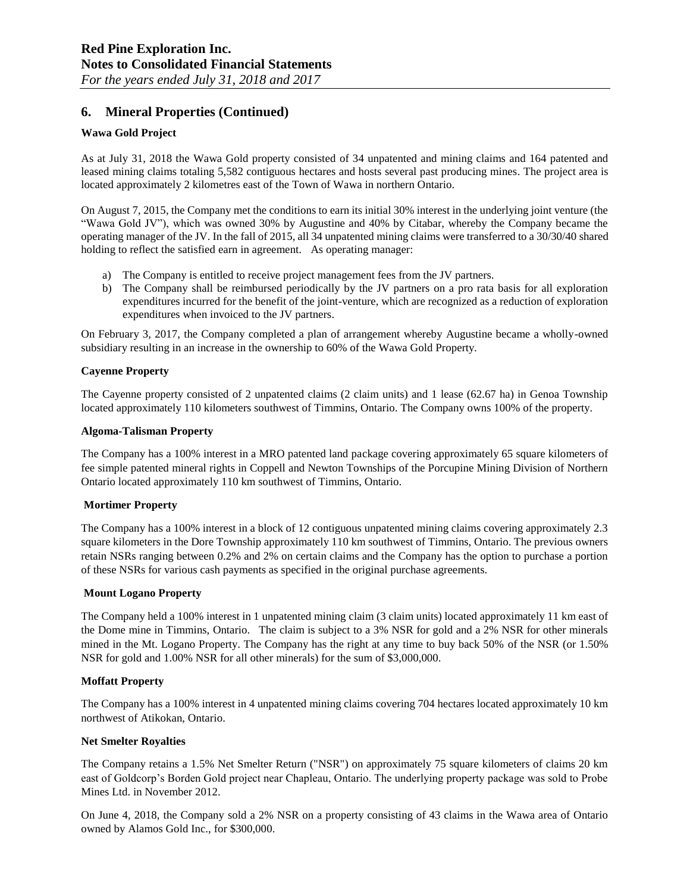## 6. Mineral Properties (Continued)

**Wawa Gold Project**

As at July 31, 2018 the Wawa Gold property consisted of 34 unpatented and mining claims and 164 patented and leased mining claims totaling 5,582 contiguous hectares and hosts several past producing mines. The project area is located approximately 2 kilometres east of the Town of Wawa in northern Ontario.

On August 7, 2015, the Company met the conditions to earn its initial 30% interest in the underlying joint venture (the "Wawa Gold JV"), which was owned 30% by Augustine and 40% by Citabar, whereby the Company became the operating manager of the JV. In the fall of 2015, all 34 unpatented mining claims were transferred to a 30/30/40 shared holding to reflect the satisfied earn in agreement. As operating manager:

a) The Company is entitled to receive project management fees from the JV partners.
b) The Company shall be reimbursed periodically by the JV partners on a pro rata basis for all exploration expenditures incurred for the benefit of the joint-venture, which are recognized as a reduction of exploration expenditures when invoiced to the JV partners.

On February 3, 2017, the Company completed a plan of arrangement whereby Augustine became a wholly-owned subsidiary resulting in an increase in the ownership to 60% of the Wawa Gold Property.

**Cayenne Property**

The Cayenne property consisted of 2 unpatented claims (2 claim units) and 1 lease (62.67 ha) in Genoa Township located approximately 110 kilometers southwest of Timmins, Ontario. The Company owns 100% of the property.

**Algoma-Talisman Property**

The Company has a 100% interest in a MRO patented land package covering approximately 65 square kilometers of fee simple patented mineral rights in Coppell and Newton Townships of the Porcupine Mining Division of Northern Ontario located approximately 110 km southwest of Timmins, Ontario.

**Mortimer Property**

The Company has a 100% interest in a block of 12 contiguous unpatented mining claims covering approximately 2.3 square kilometers in the Dore Township approximately 110 km southwest of Timmins, Ontario. The previous owners retain NSRs ranging between 0.2% and 2% on certain claims and the Company has the option to purchase a portion of these NSRs for various cash payments as specified in the original purchase agreements.

**Mount Logano Property**

The Company held a 100% interest in 1 unpatented mining claim (3 claim units) located approximately 11 km east of the Dome mine in Timmins, Ontario. The claim is subject to a 3% NSR for gold and a 2% NSR for other minerals mined in the Mt. Logano Property. The Company has the right at any time to buy back 50% of the NSR (or 1.50% NSR for gold and 1.00% NSR for all other minerals) for the sum of $3,000,000.

**Moffatt Property**

The Company has a 100% interest in 4 unpatented mining claims covering 704 hectares located approximately 10 km northwest of Atikokan, Ontario.

**Net Smelter Royalties**

The Company retains a 1.5% Net Smelter Return ("NSR") on approximately 75 square kilometers of claims 20 km east of Goldcorp's Borden Gold project near Chapleau, Ontario. The underlying property package was sold to Probe Mines Ltd. in November 2012.

On June 4, 2018, the Company sold a 2% NSR on a property consisting of 43 claims in the Wawa area of Ontario owned by Alamos Gold Inc., for $300,000.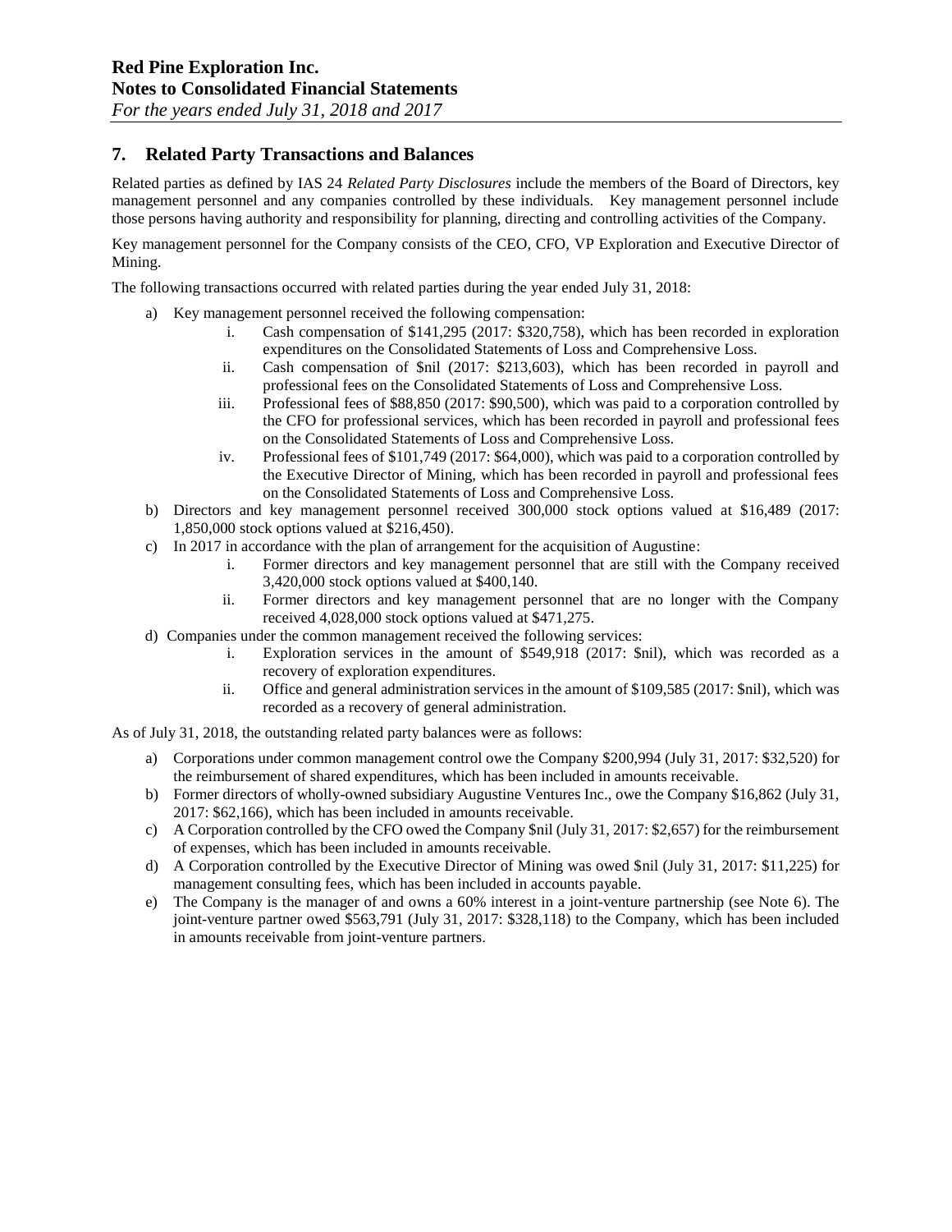## 7. Related Party Transactions and Balances

Related parties as defined by IAS 24 *Related Party Disclosures* include the members of the Board of Directors, key management personnel and any companies controlled by these individuals. Key management personnel include those persons having authority and responsibility for planning, directing and controlling activities of the Company.

Key management personnel for the Company consists of the CEO, CFO, VP Exploration and Executive Director of Mining.

The following transactions occurred with related parties during the year ended July 31, 2018:

a) Key management personnel received the following compensation:
   i. Cash compensation of $141,295 (2017: $320,758), which has been recorded in exploration expenditures on the Consolidated Statements of Loss and Comprehensive Loss.
   ii. Cash compensation of $nil (2017: $213,603), which has been recorded in payroll and professional fees on the Consolidated Statements of Loss and Comprehensive Loss.
   iii. Professional fees of $88,850 (2017: $90,500), which was paid to a corporation controlled by the CFO for professional services, which has been recorded in payroll and professional fees on the Consolidated Statements of Loss and Comprehensive Loss.
   iv. Professional fees of $101,749 (2017: $64,000), which was paid to a corporation controlled by the Executive Director of Mining, which has been recorded in payroll and professional fees on the Consolidated Statements of Loss and Comprehensive Loss.

b) Directors and key management personnel received 300,000 stock options valued at $16,489 (2017: 1,850,000 stock options valued at $216,450).

c) In 2017 in accordance with the plan of arrangement for the acquisition of Augustine:
   i. Former directors and key management personnel that are still with the Company received 3,420,000 stock options valued at $400,140.
   ii. Former directors and key management personnel that are no longer with the Company received 4,028,000 stock options valued at $471,275.

d) Companies under the common management received the following services:
   i. Exploration services in the amount of $549,918 (2017: $nil), which was recorded as a recovery of exploration expenditures.
   ii. Office and general administration services in the amount of $109,585 (2017: $nil), which was recorded as a recovery of general administration.

As of July 31, 2018, the outstanding related party balances were as follows:

a) Corporations under common management control owe the Company $200,994 (July 31, 2017: $32,520) for the reimbursement of shared expenditures, which has been included in amounts receivable.

b) Former directors of wholly-owned subsidiary Augustine Ventures Inc., owe the Company $16,862 (July 31, 2017: $62,166), which has been included in amounts receivable.

c) A Corporation controlled by the CFO owed the Company $nil (July 31, 2017: $2,657) for the reimbursement of expenses, which has been included in amounts receivable.

d) A Corporation controlled by the Executive Director of Mining was owed $nil (July 31, 2017: $11,225) for management consulting fees, which has been included in accounts payable.

e) The Company is the manager of and owns a 60% interest in a joint-venture partnership (see Note 6). The joint-venture partner owed $563,791 (July 31, 2017: $328,118) to the Company, which has been included in amounts receivable from joint-venture partners.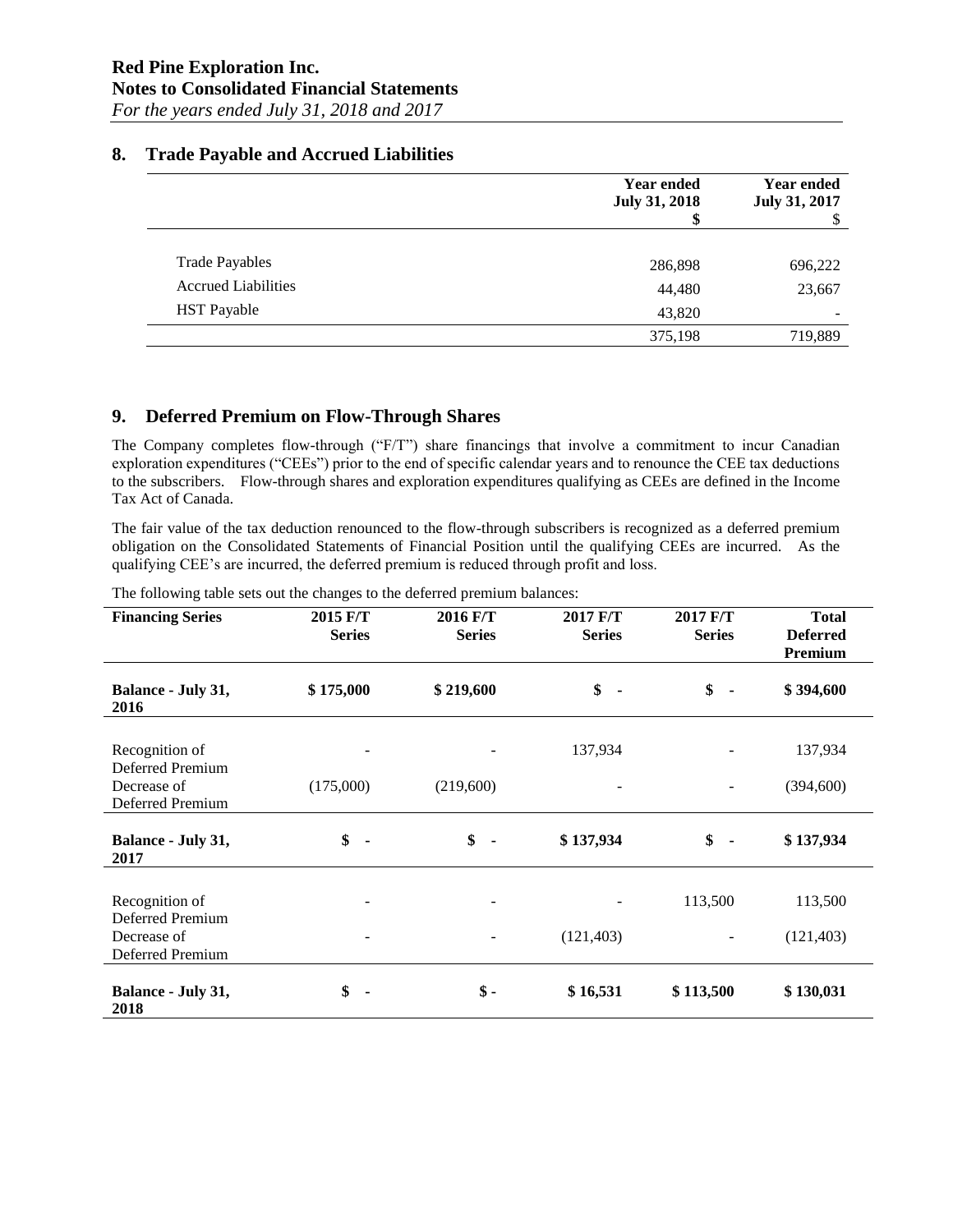## 8. Trade Payable and Accrued Liabilities

| | Year ended July 31, 2018 $ | Year ended July 31, 2017 $ |
|---|---|---|
| Trade Payables | 286,898 | 696,222 |
| Accrued Liabilities | 44,480 | 23,667 |
| HST Payable | 43,820 | - |
| | 375,198 | 719,889 |

## 9. Deferred Premium on Flow-Through Shares

The Company completes flow-through ("F/T") share financings that involve a commitment to incur Canadian exploration expenditures ("CEEs") prior to the end of specific calendar years and to renounce the CEE tax deductions to the subscribers. Flow-through shares and exploration expenditures qualifying as CEEs are defined in the Income Tax Act of Canada.

The fair value of the tax deduction renounced to the flow-through subscribers is recognized as a deferred premium obligation on the Consolidated Statements of Financial Position until the qualifying CEEs are incurred. As the qualifying CEE's are incurred, the deferred premium is reduced through profit and loss.

The following table sets out the changes to the deferred premium balances:

| Financing Series | 2015 F/T Series | 2016 F/T Series | 2017 F/T Series | 2017 F/T Series | Total Deferred Premium |
|---|---|---|---|---|---|
| **Balance - July 31, 2016** | **$ 175,000** | **$ 219,600** | **$ -** | **$ -** | **$ 394,600** |
| Recognition of Deferred Premium | - | - | 137,934 | - | 137,934 |
| Decrease of Deferred Premium | (175,000) | (219,600) | - | - | (394,600) |
| **Balance - July 31, 2017** | **$ -** | **$ -** | **$ 137,934** | **$ -** | **$ 137,934** |
| Recognition of Deferred Premium | - | - | - | 113,500 | 113,500 |
| Decrease of Deferred Premium | - | - | (121,403) | - | (121,403) |
| **Balance - July 31, 2018** | **$ -** | **$ -** | **$ 16,531** | **$ 113,500** | **$ 130,031** |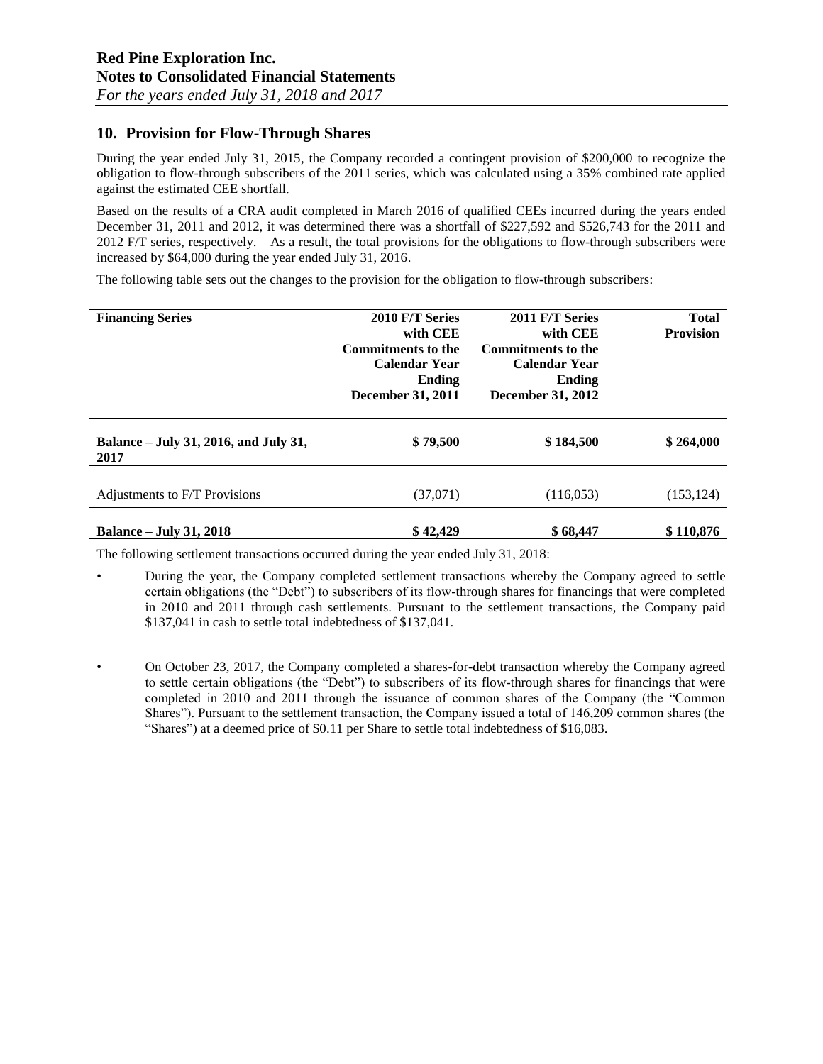## 10. Provision for Flow-Through Shares

During the year ended July 31, 2015, the Company recorded a contingent provision of $200,000 to recognize the obligation to flow-through subscribers of the 2011 series, which was calculated using a 35% combined rate applied against the estimated CEE shortfall.

Based on the results of a CRA audit completed in March 2016 of qualified CEEs incurred during the years ended December 31, 2011 and 2012, it was determined there was a shortfall of $227,592 and $526,743 for the 2011 and 2012 F/T series, respectively. As a result, the total provisions for the obligations to flow-through subscribers were increased by $64,000 during the year ended July 31, 2016.

The following table sets out the changes to the provision for the obligation to flow-through subscribers:

| Financing Series | 2010 F/T Series with CEE Commitments to the Calendar Year Ending December 31, 2011 | 2011 F/T Series with CEE Commitments to the Calendar Year Ending December 31, 2012 | Total Provision |
|---|---|---|---|
| **Balance – July 31, 2016, and July 31, 2017** | **$ 79,500** | **$ 184,500** | **$ 264,000** |
| Adjustments to F/T Provisions | (37,071) | (116,053) | (153,124) |
| **Balance – July 31, 2018** | **$ 42,429** | **$ 68,447** | **$ 110,876** |

The following settlement transactions occurred during the year ended July 31, 2018:

- During the year, the Company completed settlement transactions whereby the Company agreed to settle certain obligations (the "Debt") to subscribers of its flow-through shares for financings that were completed in 2010 and 2011 through cash settlements. Pursuant to the settlement transactions, the Company paid $137,041 in cash to settle total indebtedness of $137,041.

- On October 23, 2017, the Company completed a shares-for-debt transaction whereby the Company agreed to settle certain obligations (the "Debt") to subscribers of its flow-through shares for financings that were completed in 2010 and 2011 through the issuance of common shares of the Company (the "Common Shares"). Pursuant to the settlement transaction, the Company issued a total of 146,209 common shares (the "Shares") at a deemed price of $0.11 per Share to settle total indebtedness of $16,083.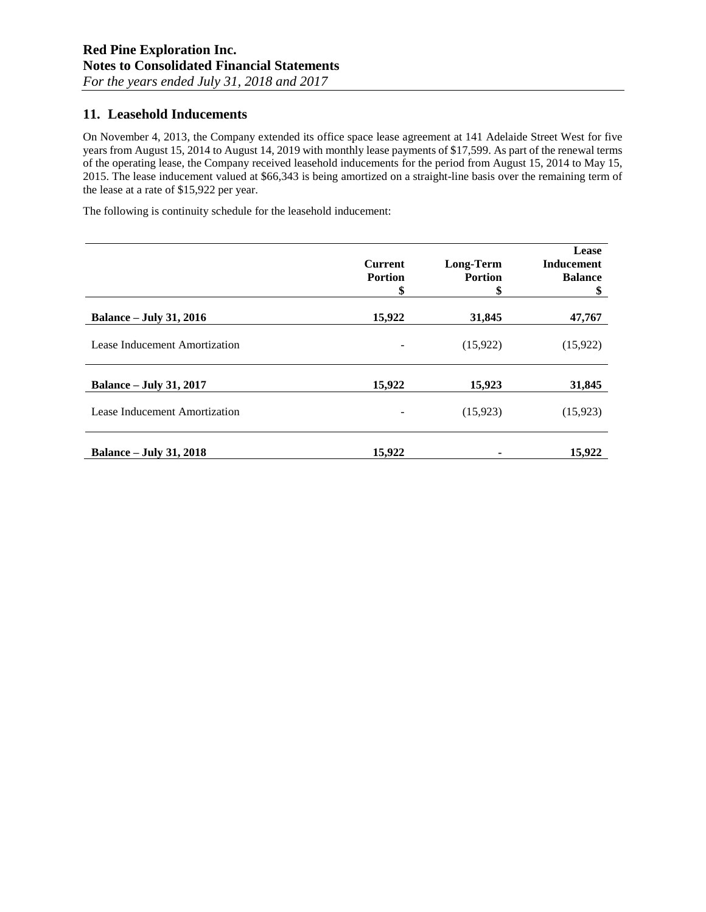## 11. Leasehold Inducements

On November 4, 2013, the Company extended its office space lease agreement at 141 Adelaide Street West for five years from August 15, 2014 to August 14, 2019 with monthly lease payments of $17,599. As part of the renewal terms of the operating lease, the Company received leasehold inducements for the period from August 15, 2014 to May 15, 2015. The lease inducement valued at $66,343 is being amortized on a straight-line basis over the remaining term of the lease at a rate of $15,922 per year.

The following is continuity schedule for the leasehold inducement:

| | Current Portion $ | Long-Term Portion $ | Lease Inducement Balance $ |
|---|---|---|---|
| **Balance – July 31, 2016** | **15,922** | **31,845** | **47,767** |
| Lease Inducement Amortization | - | (15,922) | (15,922) |
| **Balance – July 31, 2017** | **15,922** | **15,923** | **31,845** |
| Lease Inducement Amortization | - | (15,923) | (15,923) |
| **Balance – July 31, 2018** | **15,922** | **-** | **15,922** |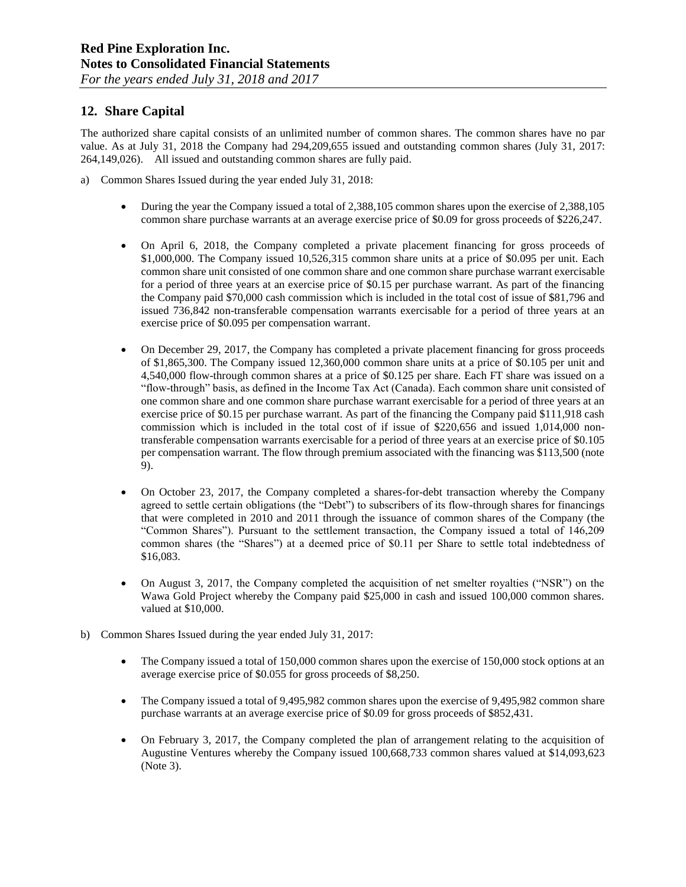## 12. Share Capital

The authorized share capital consists of an unlimited number of common shares. The common shares have no par value. As at July 31, 2018 the Company had 294,209,655 issued and outstanding common shares (July 31, 2017: 264,149,026). All issued and outstanding common shares are fully paid.

a) Common Shares Issued during the year ended July 31, 2018:

- During the year the Company issued a total of 2,388,105 common shares upon the exercise of 2,388,105 common share purchase warrants at an average exercise price of $0.09 for gross proceeds of $226,247.

- On April 6, 2018, the Company completed a private placement financing for gross proceeds of $1,000,000. The Company issued 10,526,315 common share units at a price of $0.095 per unit. Each common share unit consisted of one common share and one common share purchase warrant exercisable for a period of three years at an exercise price of $0.15 per purchase warrant. As part of the financing the Company paid $70,000 cash commission which is included in the total cost of issue of $81,796 and issued 736,842 non-transferable compensation warrants exercisable for a period of three years at an exercise price of $0.095 per compensation warrant.

- On December 29, 2017, the Company has completed a private placement financing for gross proceeds of $1,865,300. The Company issued 12,360,000 common share units at a price of $0.105 per unit and 4,540,000 flow-through common shares at a price of $0.125 per share. Each FT share was issued on a "flow-through" basis, as defined in the Income Tax Act (Canada). Each common share unit consisted of one common share and one common share purchase warrant exercisable for a period of three years at an exercise price of $0.15 per purchase warrant. As part of the financing the Company paid $111,918 cash commission which is included in the total cost of if issue of $220,656 and issued 1,014,000 non-transferable compensation warrants exercisable for a period of three years at an exercise price of $0.105 per compensation warrant. The flow through premium associated with the financing was $113,500 (note 9).

- On October 23, 2017, the Company completed a shares-for-debt transaction whereby the Company agreed to settle certain obligations (the "Debt") to subscribers of its flow-through shares for financings that were completed in 2010 and 2011 through the issuance of common shares of the Company (the "Common Shares"). Pursuant to the settlement transaction, the Company issued a total of 146,209 common shares (the "Shares") at a deemed price of $0.11 per Share to settle total indebtedness of $16,083.

- On August 3, 2017, the Company completed the acquisition of net smelter royalties ("NSR") on the Wawa Gold Project whereby the Company paid $25,000 in cash and issued 100,000 common shares. valued at $10,000.

b) Common Shares Issued during the year ended July 31, 2017:

- The Company issued a total of 150,000 common shares upon the exercise of 150,000 stock options at an average exercise price of $0.055 for gross proceeds of $8,250.

- The Company issued a total of 9,495,982 common shares upon the exercise of 9,495,982 common share purchase warrants at an average exercise price of $0.09 for gross proceeds of $852,431.

- On February 3, 2017, the Company completed the plan of arrangement relating to the acquisition of Augustine Ventures whereby the Company issued 100,668,733 common shares valued at $14,093,623 (Note 3).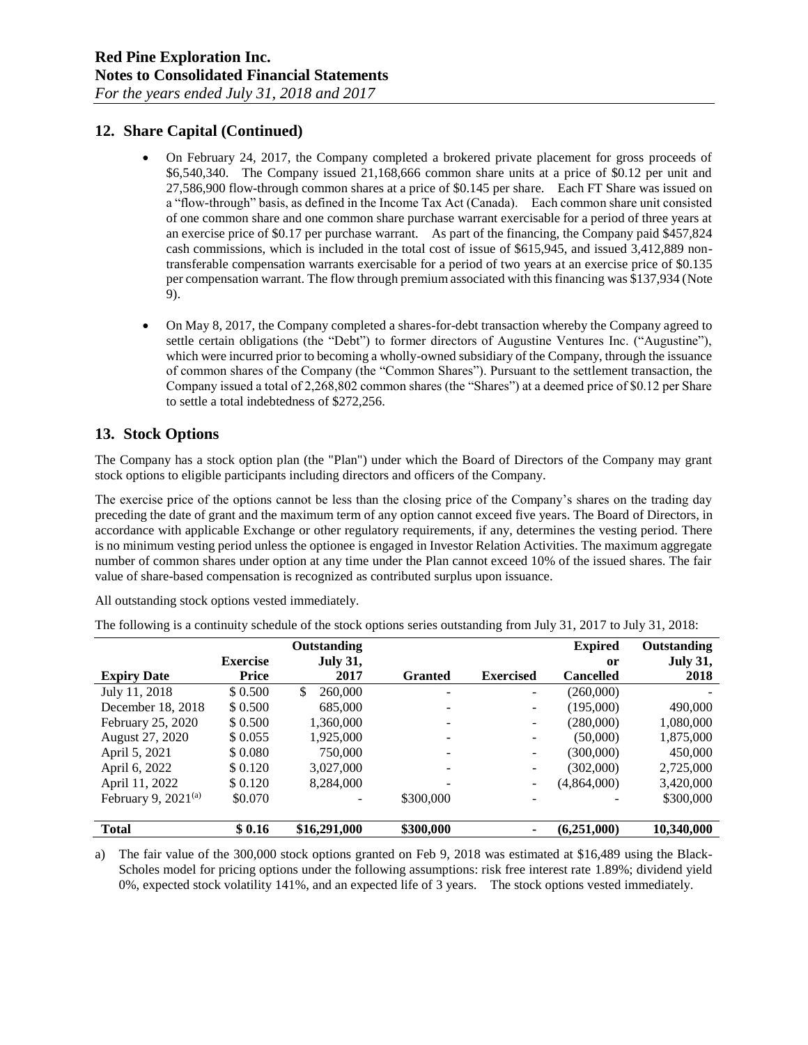## 12. Share Capital (Continued)

- On February 24, 2017, the Company completed a brokered private placement for gross proceeds of \$6,540,340. The Company issued 21,168,666 common share units at a price of \$0.12 per unit and 27,586,900 flow-through common shares at a price of \$0.145 per share. Each FT Share was issued on a "flow-through" basis, as defined in the Income Tax Act (Canada). Each common share unit consisted of one common share and one common share purchase warrant exercisable for a period of three years at an exercise price of \$0.17 per purchase warrant. As part of the financing, the Company paid \$457,824 cash commissions, which is included in the total cost of issue of \$615,945, and issued 3,412,889 non-transferable compensation warrants exercisable for a period of two years at an exercise price of \$0.135 per compensation warrant. The flow through premium associated with this financing was \$137,934 (Note 9).

- On May 8, 2017, the Company completed a shares-for-debt transaction whereby the Company agreed to settle certain obligations (the "Debt") to former directors of Augustine Ventures Inc. ("Augustine"), which were incurred prior to becoming a wholly-owned subsidiary of the Company, through the issuance of common shares of the Company (the "Common Shares"). Pursuant to the settlement transaction, the Company issued a total of 2,268,802 common shares (the "Shares") at a deemed price of \$0.12 per Share to settle a total indebtedness of \$272,256.

## 13. Stock Options

The Company has a stock option plan (the "Plan") under which the Board of Directors of the Company may grant stock options to eligible participants including directors and officers of the Company.

The exercise price of the options cannot be less than the closing price of the Company's shares on the trading day preceding the date of grant and the maximum term of any option cannot exceed five years. The Board of Directors, in accordance with applicable Exchange or other regulatory requirements, if any, determines the vesting period. There is no minimum vesting period unless the optionee is engaged in Investor Relation Activities. The maximum aggregate number of common shares under option at any time under the Plan cannot exceed 10% of the issued shares. The fair value of share-based compensation is recognized as contributed surplus upon issuance.

All outstanding stock options vested immediately.

The following is a continuity schedule of the stock options series outstanding from July 31, 2017 to July 31, 2018:

| Expiry Date | Exercise Price | Outstanding July 31, 2017 | Granted | Exercised | Expired or Cancelled | Outstanding July 31, 2018 |
|---|---|---|---|---|---|---|
| July 11, 2018 | \$ 0.500 | \$ 260,000 | - | - | (260,000) | - |
| December 18, 2018 | \$ 0.500 | 685,000 | - | - | (195,000) | 490,000 |
| February 25, 2020 | \$ 0.500 | 1,360,000 | - | - | (280,000) | 1,080,000 |
| August 27, 2020 | \$ 0.055 | 1,925,000 | - | - | (50,000) | 1,875,000 |
| April 5, 2021 | \$ 0.080 | 750,000 | - | - | (300,000) | 450,000 |
| April 6, 2022 | \$ 0.120 | 3,027,000 | - | - | (302,000) | 2,725,000 |
| April 11, 2022 | \$ 0.120 | 8,284,000 | - | - | (4,864,000) | 3,420,000 |
| February 9, 2021[(a)] | \$0.070 | - | \$300,000 | - | - | \$300,000 |
| **Total** | **\$ 0.16** | **\$16,291,000** | **\$300,000** | **-** | **(6,251,000)** | **10,340,000** |

a) The fair value of the 300,000 stock options granted on Feb 9, 2018 was estimated at \$16,489 using the Black-Scholes model for pricing options under the following assumptions: risk free interest rate 1.89%; dividend yield 0%, expected stock volatility 141%, and an expected life of 3 years. The stock options vested immediately.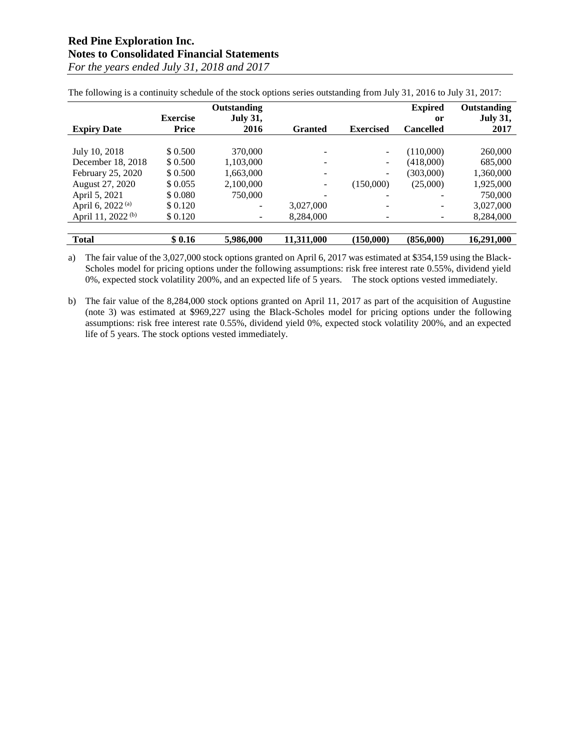The following is a continuity schedule of the stock options series outstanding from July 31, 2016 to July 31, 2017:

| Expiry Date | Exercise Price | Outstanding July 31, 2016 | Granted | Exercised | Expired or Cancelled | Outstanding July 31, 2017 |
|---|---|---|---|---|---|---|
| July 10, 2018 | $ 0.500 | 370,000 | - | - | (110,000) | 260,000 |
| December 18, 2018 | $ 0.500 | 1,103,000 | - | - | (418,000) | 685,000 |
| February 25, 2020 | $ 0.500 | 1,663,000 | - | - | (303,000) | 1,360,000 |
| August 27, 2020 | $ 0.055 | 2,100,000 | - | (150,000) | (25,000) | 1,925,000 |
| April 5, 2021 | $ 0.080 | 750,000 | - | - | - | 750,000 |
| April 6, 2022 [(a)] | $ 0.120 | - | 3,027,000 | - | - | 3,027,000 |
| April 11, 2022 [(b)] | $ 0.120 | - | 8,284,000 | - | - | 8,284,000 |
| **Total** | **$ 0.16** | **5,986,000** | **11,311,000** | **(150,000)** | **(856,000)** | **16,291,000** |

a) The fair value of the 3,027,000 stock options granted on April 6, 2017 was estimated at $354,159 using the Black-Scholes model for pricing options under the following assumptions: risk free interest rate 0.55%, dividend yield 0%, expected stock volatility 200%, and an expected life of 5 years. The stock options vested immediately.

b) The fair value of the 8,284,000 stock options granted on April 11, 2017 as part of the acquisition of Augustine (note 3) was estimated at $969,227 using the Black-Scholes model for pricing options under the following assumptions: risk free interest rate 0.55%, dividend yield 0%, expected stock volatility 200%, and an expected life of 5 years. The stock options vested immediately.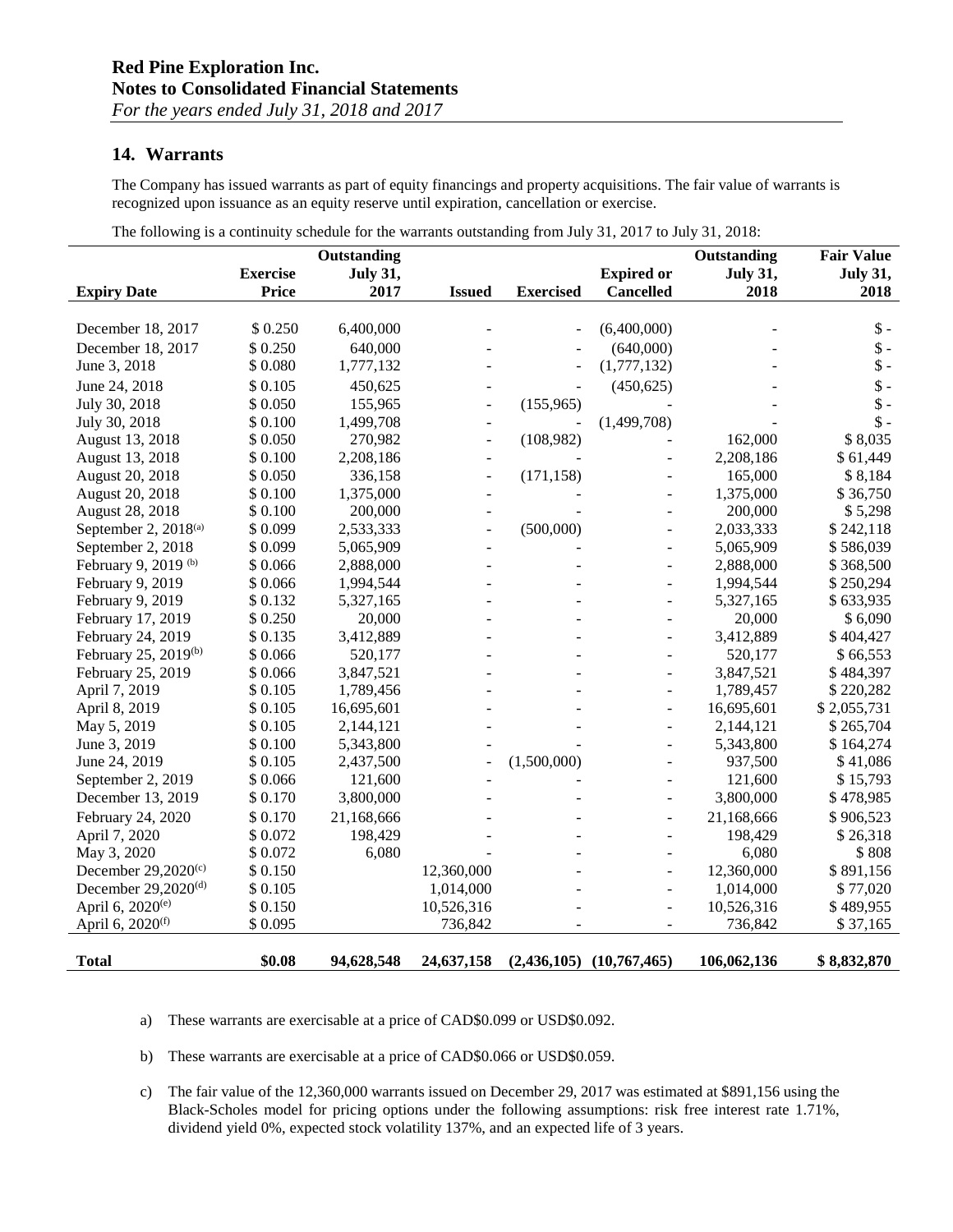## 14. Warrants

The Company has issued warrants as part of equity financings and property acquisitions. The fair value of warrants is recognized upon issuance as an equity reserve until expiration, cancellation or exercise.

The following is a continuity schedule for the warrants outstanding from July 31, 2017 to July 31, 2018:

| Expiry Date | Exercise Price | Outstanding July 31, 2017 | Issued | Exercised | Expired or Cancelled | Outstanding July 31, 2018 | Fair Value July 31, 2018 |
|---|---|---|---|---|---|---|---|
| December 18, 2017 | $ 0.250 | 6,400,000 | - | - | (6,400,000) | - | $ - |
| December 18, 2017 | $ 0.250 | 640,000 | - | - | (640,000) | - | $ - |
| June 3, 2018 | $ 0.080 | 1,777,132 | - | - | (1,777,132) | - | $ - |
| June 24, 2018 | $ 0.105 | 450,625 | - | - | (450,625) | - | $ - |
| July 30, 2018 | $ 0.050 | 155,965 | - | (155,965) | - | - | $ - |
| July 30, 2018 | $ 0.100 | 1,499,708 | - | - | (1,499,708) | - | $ - |
| August 13, 2018 | $ 0.050 | 270,982 | - | (108,982) | - | 162,000 | $ 8,035 |
| August 13, 2018 | $ 0.100 | 2,208,186 | - | - | - | 2,208,186 | $ 61,449 |
| August 20, 2018 | $ 0.050 | 336,158 | - | (171,158) | - | 165,000 | $ 8,184 |
| August 20, 2018 | $ 0.100 | 1,375,000 | - | - | - | 1,375,000 | $ 36,750 |
| August 28, 2018 | $ 0.100 | 200,000 | - | - | - | 200,000 | $ 5,298 |
| September 2, 2018[(a)] | $ 0.099 | 2,533,333 | - | (500,000) | - | 2,033,333 | $ 242,118 |
| September 2, 2018 | $ 0.099 | 5,065,909 | - | - | - | 5,065,909 | $ 586,039 |
| February 9, 2019 [(b)] | $ 0.066 | 2,888,000 | - | - | - | 2,888,000 | $ 368,500 |
| February 9, 2019 | $ 0.066 | 1,994,544 | - | - | - | 1,994,544 | $ 250,294 |
| February 9, 2019 | $ 0.132 | 5,327,165 | - | - | - | 5,327,165 | $ 633,935 |
| February 17, 2019 | $ 0.250 | 20,000 | - | - | - | 20,000 | $ 6,090 |
| February 24, 2019 | $ 0.135 | 3,412,889 | - | - | - | 3,412,889 | $ 404,427 |
| February 25, 2019[(b)] | $ 0.066 | 520,177 | - | - | - | 520,177 | $ 66,553 |
| February 25, 2019 | $ 0.066 | 3,847,521 | - | - | - | 3,847,521 | $ 484,397 |
| April 7, 2019 | $ 0.105 | 1,789,456 | - | - | - | 1,789,457 | $ 220,282 |
| April 8, 2019 | $ 0.105 | 16,695,601 | - | - | - | 16,695,601 | $ 2,055,731 |
| May 5, 2019 | $ 0.105 | 2,144,121 | - | - | - | 2,144,121 | $ 265,704 |
| June 3, 2019 | $ 0.100 | 5,343,800 | - | - | - | 5,343,800 | $ 164,274 |
| June 24, 2019 | $ 0.105 | 2,437,500 | - | (1,500,000) | - | 937,500 | $ 41,086 |
| September 2, 2019 | $ 0.066 | 121,600 | - | - | - | 121,600 | $ 15,793 |
| December 13, 2019 | $ 0.170 | 3,800,000 | - | - | - | 3,800,000 | $ 478,985 |
| February 24, 2020 | $ 0.170 | 21,168,666 | - | - | - | 21,168,666 | $ 906,523 |
| April 7, 2020 | $ 0.072 | 198,429 | - | - | - | 198,429 | $ 26,318 |
| May 3, 2020 | $ 0.072 | 6,080 | - | - | - | 6,080 | $ 808 |
| December 29,2020[(c)] | $ 0.150 | | 12,360,000 | - | - | 12,360,000 | $ 891,156 |
| December 29,2020[(d)] | $ 0.105 | | 1,014,000 | - | - | 1,014,000 | $ 77,020 |
| April 6, 2020[(e)] | $ 0.150 | | 10,526,316 | - | - | 10,526,316 | $ 489,955 |
| April 6, 2020[(f)] | $ 0.095 | | 736,842 | - | - | 736,842 | $ 37,165 |
| **Total** | **$0.08** | **94,628,548** | **24,637,158** | **(2,436,105)** | **(10,767,465)** | **106,062,136** | **$ 8,832,870** |

a) These warrants are exercisable at a price of CAD$0.099 or USD$0.092.

b) These warrants are exercisable at a price of CAD$0.066 or USD$0.059.

c) The fair value of the 12,360,000 warrants issued on December 29, 2017 was estimated at $891,156 using the Black-Scholes model for pricing options under the following assumptions: risk free interest rate 1.71%, dividend yield 0%, expected stock volatility 137%, and an expected life of 3 years.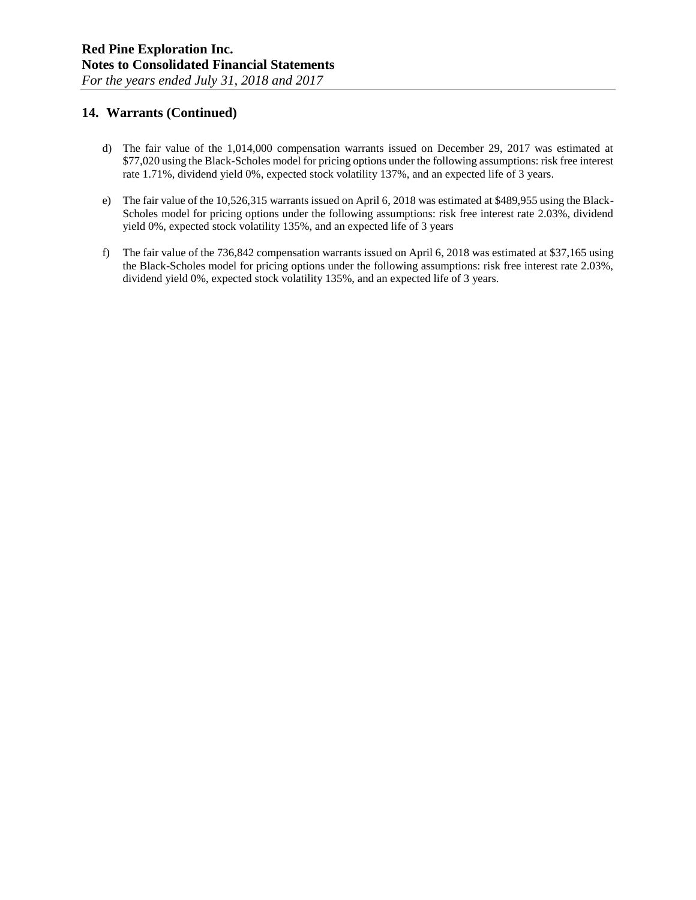## 14. Warrants (Continued)

d) The fair value of the 1,014,000 compensation warrants issued on December 29, 2017 was estimated at $77,020 using the Black-Scholes model for pricing options under the following assumptions: risk free interest rate 1.71%, dividend yield 0%, expected stock volatility 137%, and an expected life of 3 years.

e) The fair value of the 10,526,315 warrants issued on April 6, 2018 was estimated at $489,955 using the Black-Scholes model for pricing options under the following assumptions: risk free interest rate 2.03%, dividend yield 0%, expected stock volatility 135%, and an expected life of 3 years

f) The fair value of the 736,842 compensation warrants issued on April 6, 2018 was estimated at $37,165 using the Black-Scholes model for pricing options under the following assumptions: risk free interest rate 2.03%, dividend yield 0%, expected stock volatility 135%, and an expected life of 3 years.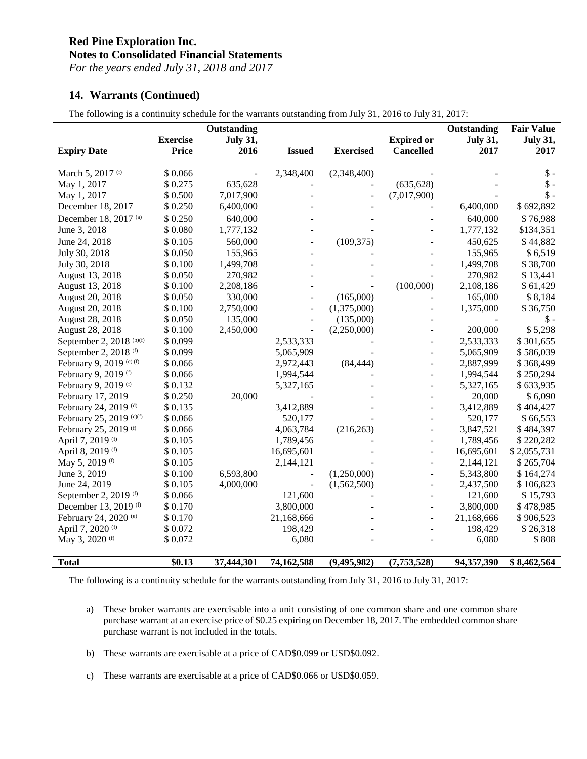## 14. Warrants (Continued)

The following is a continuity schedule for the warrants outstanding from July 31, 2016 to July 31, 2017:

| Expiry Date | Exercise Price | Outstanding July 31, 2016 | Issued | Exercised | Expired or Cancelled | Outstanding July 31, 2017 | Fair Value July 31, 2017 |
|---|---|---|---|---|---|---|---|
| March 5, 2017 (f) | $ 0.066 | - | 2,348,400 | (2,348,400) | - | - | $ - |
| May 1, 2017 | $ 0.275 | 635,628 | - | - | (635,628) | - | $ - |
| May 1, 2017 | $ 0.500 | 7,017,900 | - | - | (7,017,900) | - | $ - |
| December 18, 2017 | $ 0.250 | 6,400,000 | - | - | - | 6,400,000 | $ 692,892 |
| December 18, 2017 (a) | $ 0.250 | 640,000 | - | - | - | 640,000 | $ 76,988 |
| June 3, 2018 | $ 0.080 | 1,777,132 | - | - | - | 1,777,132 | $134,351 |
| June 24, 2018 | $ 0.105 | 560,000 | - | (109,375) | - | 450,625 | $ 44,882 |
| July 30, 2018 | $ 0.050 | 155,965 | - | - | - | 155,965 | $ 6,519 |
| July 30, 2018 | $ 0.100 | 1,499,708 | - | - | - | 1,499,708 | $ 38,700 |
| August 13, 2018 | $ 0.050 | 270,982 | - | - | - | 270,982 | $ 13,441 |
| August 13, 2018 | $ 0.100 | 2,208,186 | - | - | (100,000) | 2,108,186 | $ 61,429 |
| August 20, 2018 | $ 0.050 | 330,000 | - | (165,000) | - | 165,000 | $ 8,184 |
| August 20, 2018 | $ 0.100 | 2,750,000 | - | (1,375,000) | - | 1,375,000 | $ 36,750 |
| August 28, 2018 | $ 0.050 | 135,000 | - | (135,000) | - | - | $ - |
| August 28, 2018 | $ 0.100 | 2,450,000 | - | (2,250,000) | - | 200,000 | $ 5,298 |
| September 2, 2018 (b)(f) | $ 0.099 | | 2,533,333 | - | - | 2,533,333 | $ 301,655 |
| September 2, 2018 (f) | $ 0.099 | | 5,065,909 | - | - | 5,065,909 | $ 586,039 |
| February 9, 2019 (c) (f) | $ 0.066 | | 2,972,443 | (84,444) | - | 2,887,999 | $ 368,499 |
| February 9, 2019 (f) | $ 0.066 | | 1,994,544 | - | - | 1,994,544 | $ 250,294 |
| February 9, 2019 (f) | $ 0.132 | | 5,327,165 | - | - | 5,327,165 | $ 633,935 |
| February 17, 2019 | $ 0.250 | 20,000 | - | - | - | 20,000 | $ 6,090 |
| February 24, 2019 (d) | $ 0.135 | | 3,412,889 | - | - | 3,412,889 | $ 404,427 |
| February 25, 2019 (c)(f) | $ 0.066 | | 520,177 | - | - | 520,177 | $ 66,553 |
| February 25, 2019 (f) | $ 0.066 | | 4,063,784 | (216,263) | - | 3,847,521 | $ 484,397 |
| April 7, 2019 (f) | $ 0.105 | | 1,789,456 | - | - | 1,789,456 | $ 220,282 |
| April 8, 2019 (f) | $ 0.105 | | 16,695,601 | - | - | 16,695,601 | $ 2,055,731 |
| May 5, 2019 (f) | $ 0.105 | | 2,144,121 | - | - | 2,144,121 | $ 265,704 |
| June 3, 2019 | $ 0.100 | 6,593,800 | - | (1,250,000) | - | 5,343,800 | $ 164,274 |
| June 24, 2019 | $ 0.105 | 4,000,000 | - | (1,562,500) | - | 2,437,500 | $ 106,823 |
| September 2, 2019 (f) | $ 0.066 | | 121,600 | - | - | 121,600 | $ 15,793 |
| December 13, 2019 (f) | $ 0.170 | | 3,800,000 | - | - | 3,800,000 | $ 478,985 |
| February 24, 2020 (e) | $ 0.170 | | 21,168,666 | - | - | 21,168,666 | $ 906,523 |
| April 7, 2020 (f) | $ 0.072 | | 198,429 | - | - | 198,429 | $ 26,318 |
| May 3, 2020 (f) | $ 0.072 | | 6,080 | - | - | 6,080 | $ 808 |
| **Total** | **$0.13** | **37,444,301** | **74,162,588** | **(9,495,982)** | **(7,753,528)** | **94,357,390** | **$ 8,462,564** |

The following is a continuity schedule for the warrants outstanding from July 31, 2016 to July 31, 2017:

a) These broker warrants are exercisable into a unit consisting of one common share and one common share purchase warrant at an exercise price of $0.25 expiring on December 18, 2017. The embedded common share purchase warrant is not included in the totals.

b) These warrants are exercisable at a price of CAD$0.099 or USD$0.092.

c) These warrants are exercisable at a price of CAD$0.066 or USD$0.059.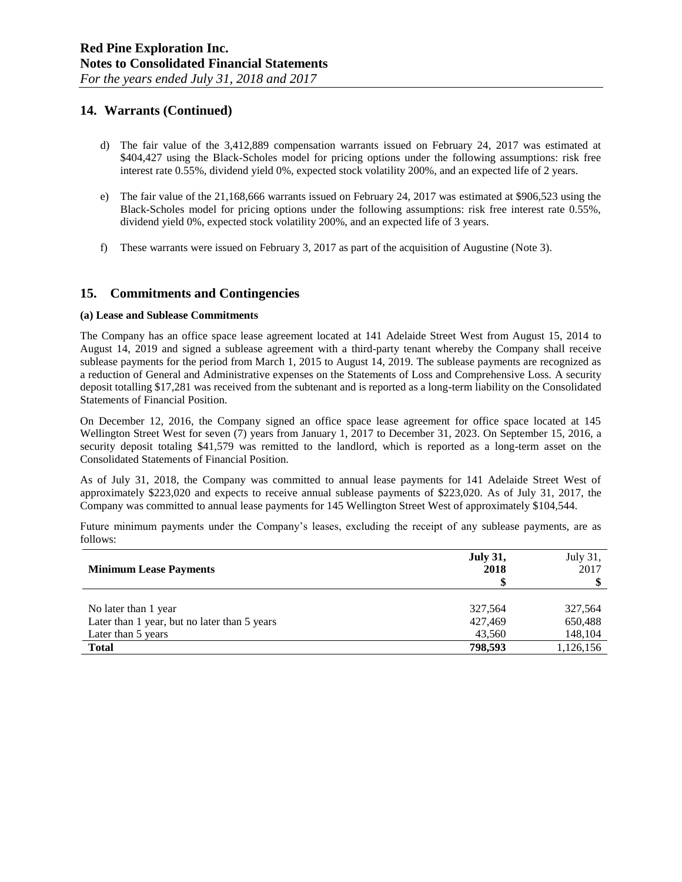## 14. Warrants (Continued)

d) The fair value of the 3,412,889 compensation warrants issued on February 24, 2017 was estimated at \$404,427 using the Black-Scholes model for pricing options under the following assumptions: risk free interest rate 0.55%, dividend yield 0%, expected stock volatility 200%, and an expected life of 2 years.

e) The fair value of the 21,168,666 warrants issued on February 24, 2017 was estimated at \$906,523 using the Black-Scholes model for pricing options under the following assumptions: risk free interest rate 0.55%, dividend yield 0%, expected stock volatility 200%, and an expected life of 3 years.

f) These warrants were issued on February 3, 2017 as part of the acquisition of Augustine (Note 3).

## 15. Commitments and Contingencies

**(a) Lease and Sublease Commitments**

The Company has an office space lease agreement located at 141 Adelaide Street West from August 15, 2014 to August 14, 2019 and signed a sublease agreement with a third-party tenant whereby the Company shall receive sublease payments for the period from March 1, 2015 to August 14, 2019. The sublease payments are recognized as a reduction of General and Administrative expenses on the Statements of Loss and Comprehensive Loss. A security deposit totalling \$17,281 was received from the subtenant and is reported as a long-term liability on the Consolidated Statements of Financial Position.

On December 12, 2016, the Company signed an office space lease agreement for office space located at 145 Wellington Street West for seven (7) years from January 1, 2017 to December 31, 2023. On September 15, 2016, a security deposit totaling \$41,579 was remitted to the landlord, which is reported as a long-term asset on the Consolidated Statements of Financial Position.

As of July 31, 2018, the Company was committed to annual lease payments for 141 Adelaide Street West of approximately \$223,020 and expects to receive annual sublease payments of \$223,020. As of July 31, 2017, the Company was committed to annual lease payments for 145 Wellington Street West of approximately \$104,544.

Future minimum payments under the Company's leases, excluding the receipt of any sublease payments, are as follows:

| **Minimum Lease Payments** | **July 31, 2018 \$** | July 31, 2017 \$ |
|---|---|---|
| No later than 1 year | 327,564 | 327,564 |
| Later than 1 year, but no later than 5 years | 427,469 | 650,488 |
| Later than 5 years | 43,560 | 148,104 |
| **Total** | **798,593** | 1,126,156 |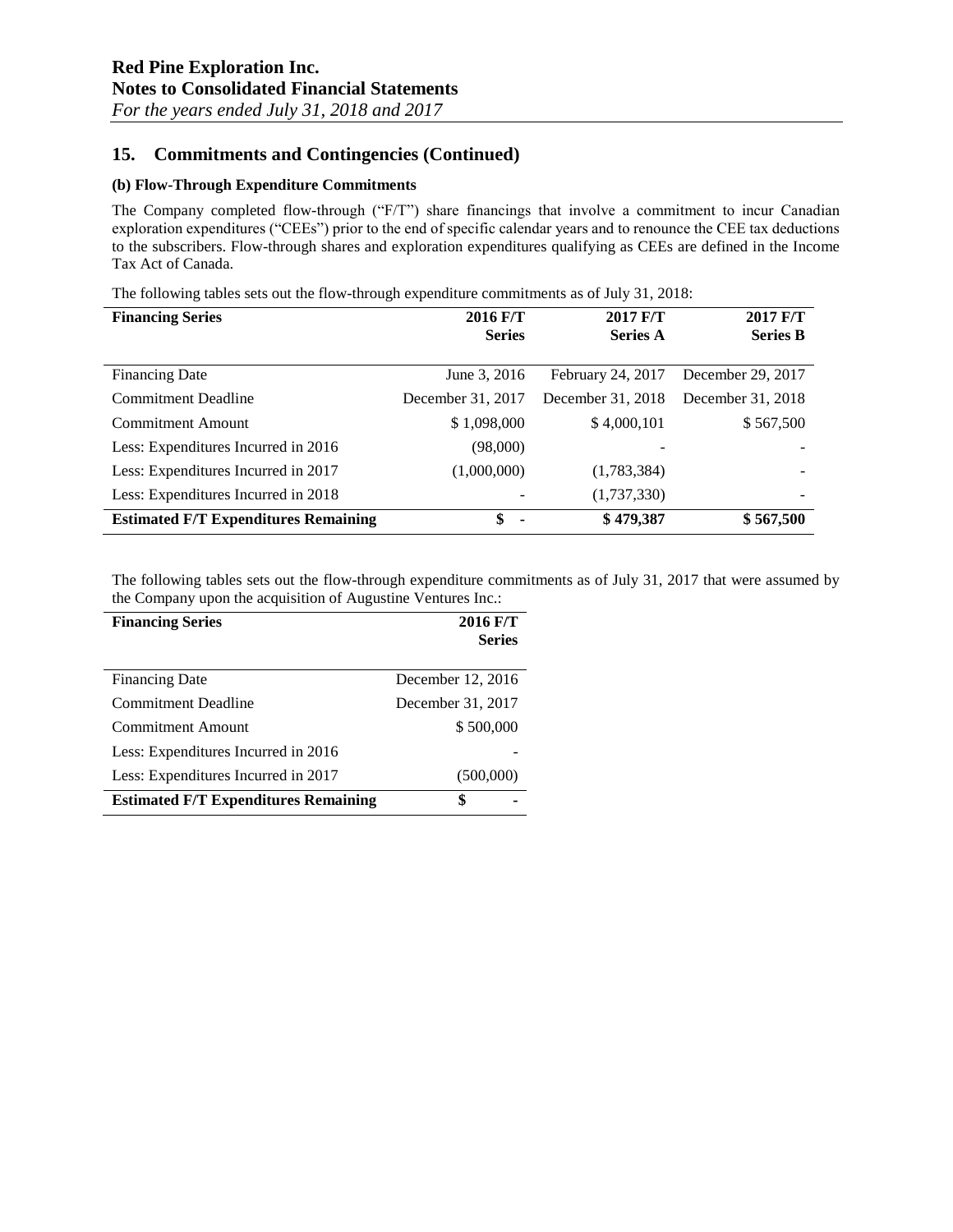## 15. Commitments and Contingencies (Continued)

### (b) Flow-Through Expenditure Commitments

The Company completed flow-through ("F/T") share financings that involve a commitment to incur Canadian exploration expenditures ("CEEs") prior to the end of specific calendar years and to renounce the CEE tax deductions to the subscribers. Flow-through shares and exploration expenditures qualifying as CEEs are defined in the Income Tax Act of Canada.

The following tables sets out the flow-through expenditure commitments as of July 31, 2018:

| **Financing Series** | **2016 F/T Series** | **2017 F/T Series A** | **2017 F/T Series B** |
|---|---|---|---|
| Financing Date | June 3, 2016 | February 24, 2017 | December 29, 2017 |
| Commitment Deadline | December 31, 2017 | December 31, 2018 | December 31, 2018 |
| Commitment Amount | $ 1,098,000 | $ 4,000,101 | $ 567,500 |
| Less: Expenditures Incurred in 2016 | (98,000) | - | - |
| Less: Expenditures Incurred in 2017 | (1,000,000) | (1,783,384) | - |
| Less: Expenditures Incurred in 2018 | - | (1,737,330) | - |
| **Estimated F/T Expenditures Remaining** | **$ -** | **$ 479,387** | **$ 567,500** |

The following tables sets out the flow-through expenditure commitments as of July 31, 2017 that were assumed by the Company upon the acquisition of Augustine Ventures Inc.:

| **Financing Series** | **2016 F/T Series** |
|---|---|
| Financing Date | December 12, 2016 |
| Commitment Deadline | December 31, 2017 |
| Commitment Amount | $ 500,000 |
| Less: Expenditures Incurred in 2016 | - |
| Less: Expenditures Incurred in 2017 | (500,000) |
| **Estimated F/T Expenditures Remaining** | **$ -** |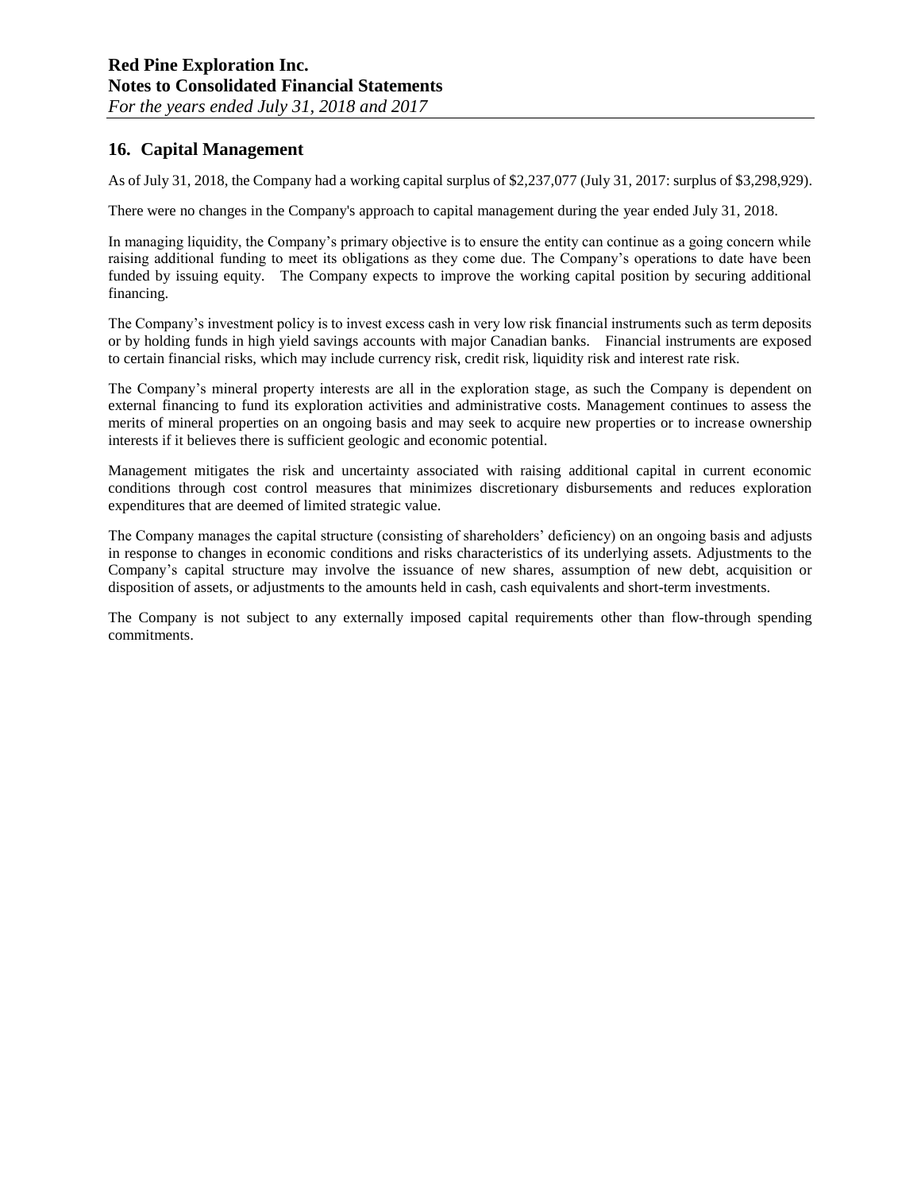## 16. Capital Management

As of July 31, 2018, the Company had a working capital surplus of $2,237,077 (July 31, 2017: surplus of $3,298,929).

There were no changes in the Company's approach to capital management during the year ended July 31, 2018.

In managing liquidity, the Company's primary objective is to ensure the entity can continue as a going concern while raising additional funding to meet its obligations as they come due. The Company's operations to date have been funded by issuing equity. The Company expects to improve the working capital position by securing additional financing.

The Company's investment policy is to invest excess cash in very low risk financial instruments such as term deposits or by holding funds in high yield savings accounts with major Canadian banks. Financial instruments are exposed to certain financial risks, which may include currency risk, credit risk, liquidity risk and interest rate risk.

The Company's mineral property interests are all in the exploration stage, as such the Company is dependent on external financing to fund its exploration activities and administrative costs. Management continues to assess the merits of mineral properties on an ongoing basis and may seek to acquire new properties or to increase ownership interests if it believes there is sufficient geologic and economic potential.

Management mitigates the risk and uncertainty associated with raising additional capital in current economic conditions through cost control measures that minimizes discretionary disbursements and reduces exploration expenditures that are deemed of limited strategic value.

The Company manages the capital structure (consisting of shareholders' deficiency) on an ongoing basis and adjusts in response to changes in economic conditions and risks characteristics of its underlying assets. Adjustments to the Company's capital structure may involve the issuance of new shares, assumption of new debt, acquisition or disposition of assets, or adjustments to the amounts held in cash, cash equivalents and short-term investments.

The Company is not subject to any externally imposed capital requirements other than flow-through spending commitments.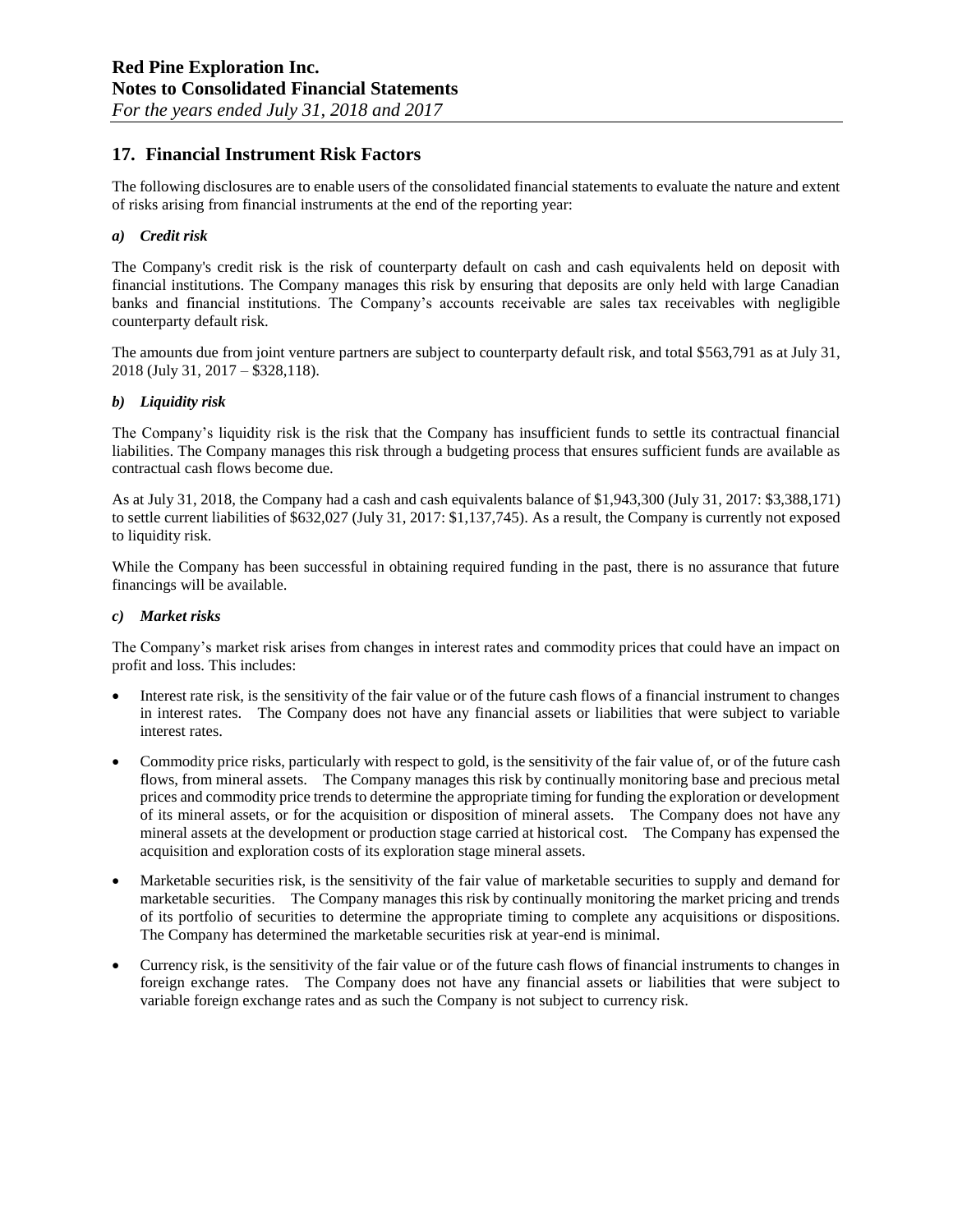## 17. Financial Instrument Risk Factors

The following disclosures are to enable users of the consolidated financial statements to evaluate the nature and extent of risks arising from financial instruments at the end of the reporting year:

### *a) Credit risk*

The Company's credit risk is the risk of counterparty default on cash and cash equivalents held on deposit with financial institutions. The Company manages this risk by ensuring that deposits are only held with large Canadian banks and financial institutions. The Company's accounts receivable are sales tax receivables with negligible counterparty default risk.

The amounts due from joint venture partners are subject to counterparty default risk, and total $563,791 as at July 31, 2018 (July 31, 2017 – $328,118).

### *b) Liquidity risk*

The Company's liquidity risk is the risk that the Company has insufficient funds to settle its contractual financial liabilities. The Company manages this risk through a budgeting process that ensures sufficient funds are available as contractual cash flows become due.

As at July 31, 2018, the Company had a cash and cash equivalents balance of $1,943,300 (July 31, 2017: $3,388,171) to settle current liabilities of $632,027 (July 31, 2017: $1,137,745). As a result, the Company is currently not exposed to liquidity risk.

While the Company has been successful in obtaining required funding in the past, there is no assurance that future financings will be available.

### *c) Market risks*

The Company's market risk arises from changes in interest rates and commodity prices that could have an impact on profit and loss. This includes:

- Interest rate risk, is the sensitivity of the fair value or of the future cash flows of a financial instrument to changes in interest rates. The Company does not have any financial assets or liabilities that were subject to variable interest rates.
- Commodity price risks, particularly with respect to gold, is the sensitivity of the fair value of, or of the future cash flows, from mineral assets. The Company manages this risk by continually monitoring base and precious metal prices and commodity price trends to determine the appropriate timing for funding the exploration or development of its mineral assets, or for the acquisition or disposition of mineral assets. The Company does not have any mineral assets at the development or production stage carried at historical cost. The Company has expensed the acquisition and exploration costs of its exploration stage mineral assets.
- Marketable securities risk, is the sensitivity of the fair value of marketable securities to supply and demand for marketable securities. The Company manages this risk by continually monitoring the market pricing and trends of its portfolio of securities to determine the appropriate timing to complete any acquisitions or dispositions. The Company has determined the marketable securities risk at year-end is minimal.
- Currency risk, is the sensitivity of the fair value or of the future cash flows of financial instruments to changes in foreign exchange rates. The Company does not have any financial assets or liabilities that were subject to variable foreign exchange rates and as such the Company is not subject to currency risk.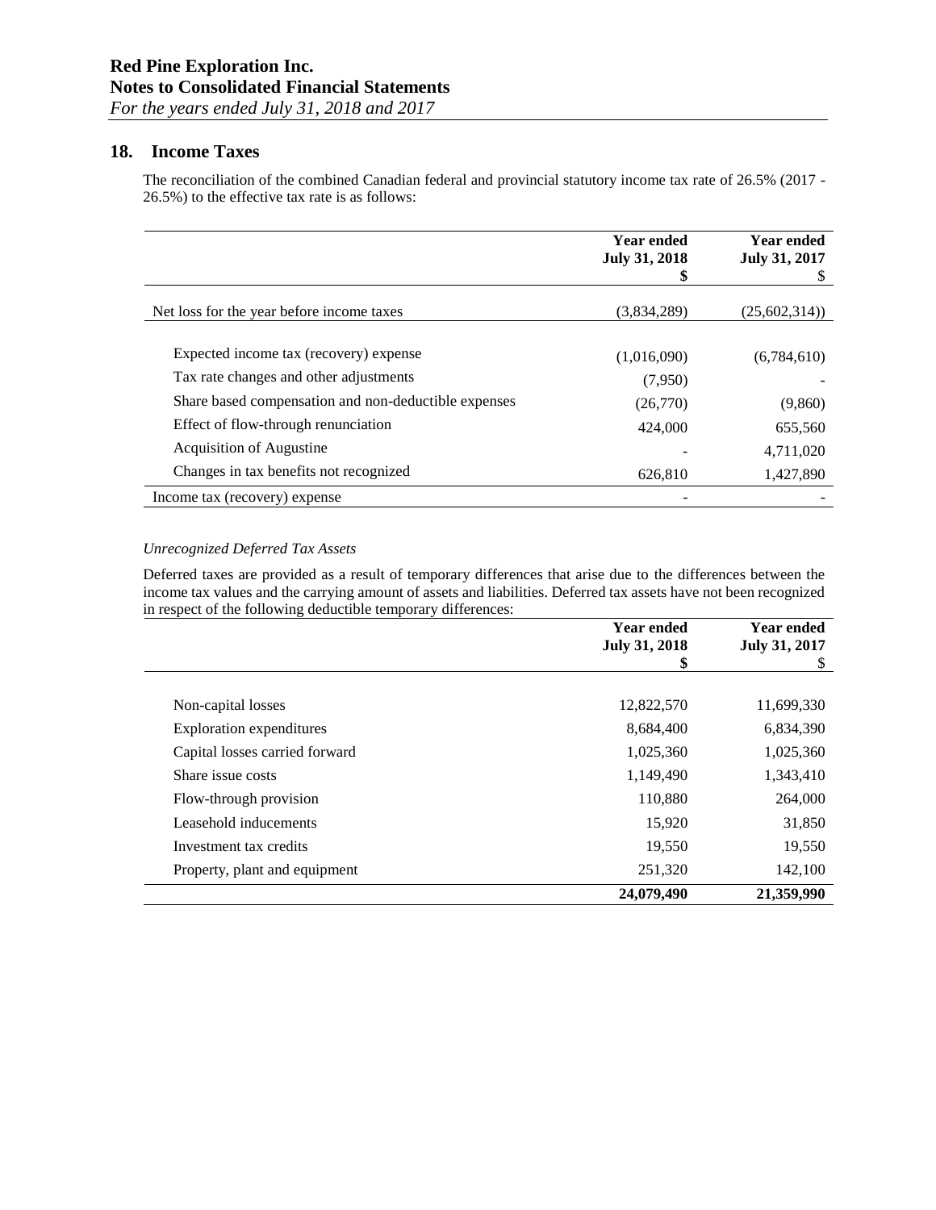## 18. Income Taxes

The reconciliation of the combined Canadian federal and provincial statutory income tax rate of 26.5% (2017 - 26.5%) to the effective tax rate is as follows:

| | Year ended July 31, 2018 $ | Year ended July 31, 2017 $ |
|---|---|---|
| Net loss for the year before income taxes | (3,834,289) | (25,602,314)) |
| Expected income tax (recovery) expense | (1,016,090) | (6,784,610) |
| Tax rate changes and other adjustments | (7,950) | - |
| Share based compensation and non-deductible expenses | (26,770) | (9,860) |
| Effect of flow-through renunciation | 424,000 | 655,560 |
| Acquisition of Augustine | - | 4,711,020 |
| Changes in tax benefits not recognized | 626,810 | 1,427,890 |
| Income tax (recovery) expense | - | - |

*Unrecognized Deferred Tax Assets*

Deferred taxes are provided as a result of temporary differences that arise due to the differences between the income tax values and the carrying amount of assets and liabilities. Deferred tax assets have not been recognized in respect of the following deductible temporary differences:

| | Year ended July 31, 2018 $ | Year ended July 31, 2017 $ |
|---|---|---|
| Non-capital losses | 12,822,570 | 11,699,330 |
| Exploration expenditures | 8,684,400 | 6,834,390 |
| Capital losses carried forward | 1,025,360 | 1,025,360 |
| Share issue costs | 1,149,490 | 1,343,410 |
| Flow-through provision | 110,880 | 264,000 |
| Leasehold inducements | 15,920 | 31,850 |
| Investment tax credits | 19,550 | 19,550 |
| Property, plant and equipment | 251,320 | 142,100 |
| | **24,079,490** | **21,359,990** |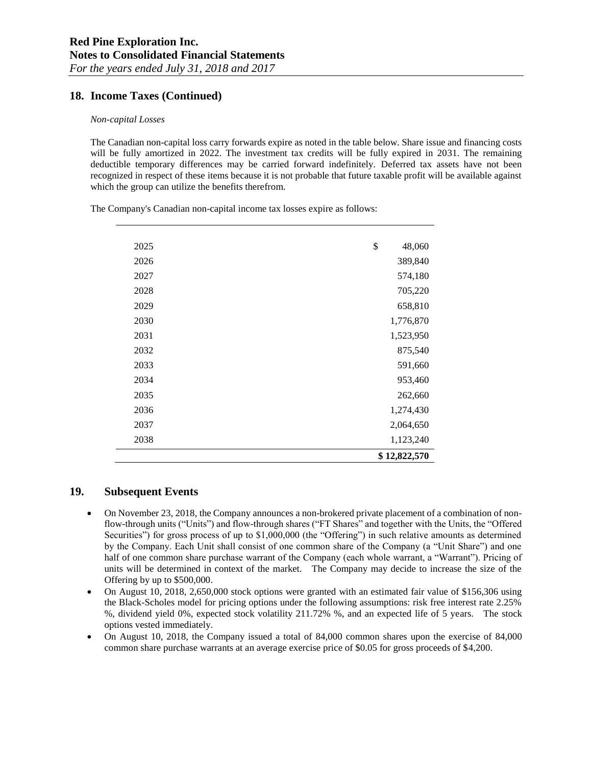## 18. Income Taxes (Continued)

*Non-capital Losses*

The Canadian non-capital loss carry forwards expire as noted in the table below. Share issue and financing costs will be fully amortized in 2022. The investment tax credits will be fully expired in 2031. The remaining deductible temporary differences may be carried forward indefinitely. Deferred tax assets have not been recognized in respect of these items because it is not probable that future taxable profit will be available against which the group can utilize the benefits therefrom.

The Company's Canadian non-capital income tax losses expire as follows:

| | |
|---|---|
| 2025 | $ 48,060 |
| 2026 | 389,840 |
| 2027 | 574,180 |
| 2028 | 705,220 |
| 2029 | 658,810 |
| 2030 | 1,776,870 |
| 2031 | 1,523,950 |
| 2032 | 875,540 |
| 2033 | 591,660 |
| 2034 | 953,460 |
| 2035 | 262,660 |
| 2036 | 1,274,430 |
| 2037 | 2,064,650 |
| 2038 | 1,123,240 |
| | **$ 12,822,570** |

## 19. Subsequent Events

- On November 23, 2018, the Company announces a non-brokered private placement of a combination of non-flow-through units ("Units") and flow-through shares ("FT Shares" and together with the Units, the "Offered Securities") for gross process of up to $1,000,000 (the "Offering") in such relative amounts as determined by the Company. Each Unit shall consist of one common share of the Company (a "Unit Share") and one half of one common share purchase warrant of the Company (each whole warrant, a "Warrant"). Pricing of units will be determined in context of the market. The Company may decide to increase the size of the Offering by up to $500,000.
- On August 10, 2018, 2,650,000 stock options were granted with an estimated fair value of $156,306 using the Black-Scholes model for pricing options under the following assumptions: risk free interest rate 2.25% %, dividend yield 0%, expected stock volatility 211.72% %, and an expected life of 5 years. The stock options vested immediately.
- On August 10, 2018, the Company issued a total of 84,000 common shares upon the exercise of 84,000 common share purchase warrants at an average exercise price of $0.05 for gross proceeds of $4,200.